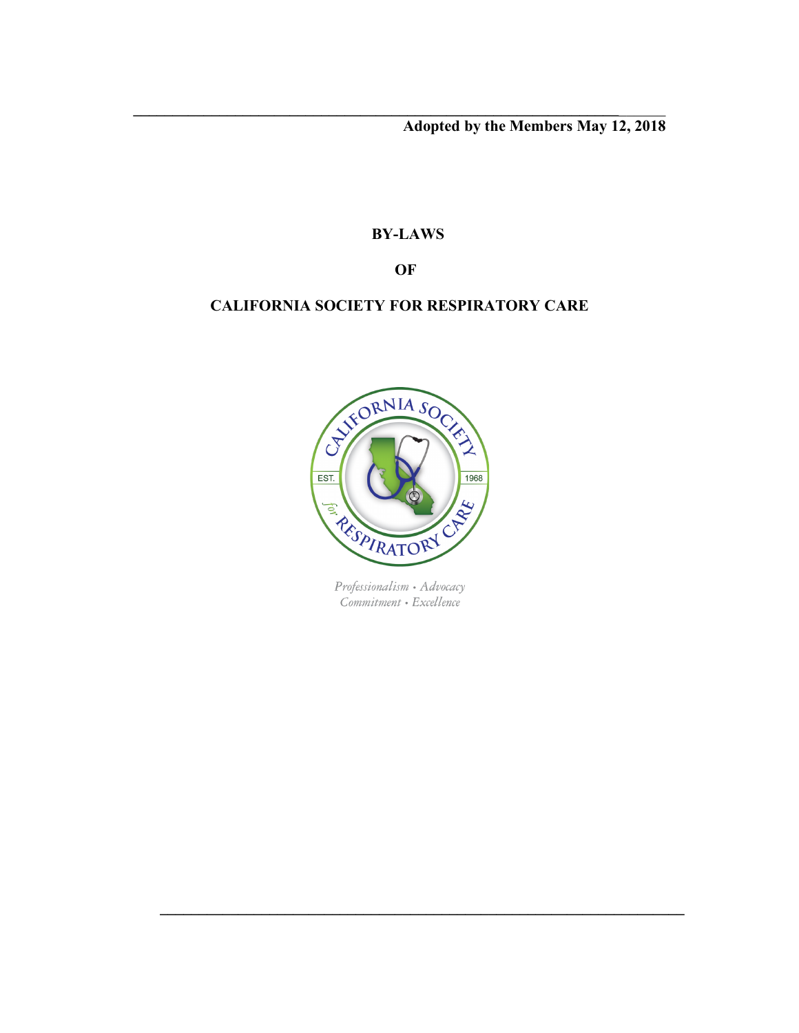**Adopted by the Members May 12, 2018**

# BY-LAWS

# OF

# CALIFORNIA SOCIETY FOR RESPIRATORY CARE

*Professionalism • Advocacy*
*Commitment • Excellence*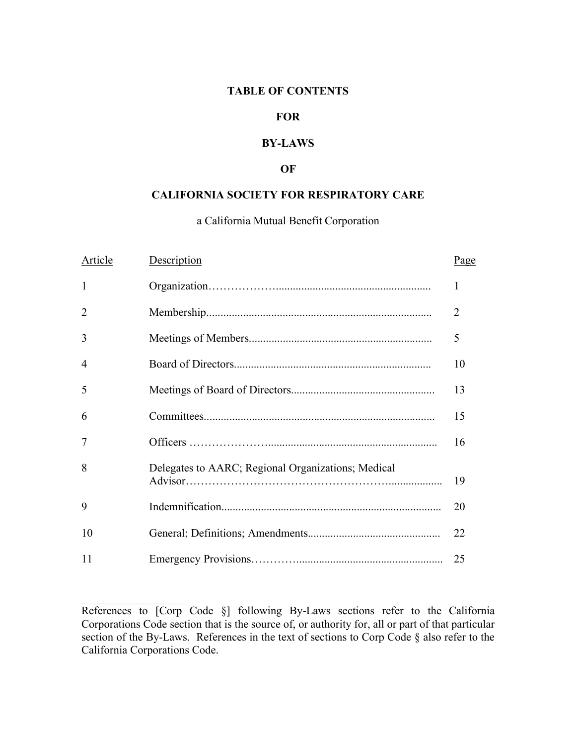# TABLE OF CONTENTS

# FOR

# BY-LAWS

# OF

# CALIFORNIA SOCIETY FOR RESPIRATORY CARE

a California Mutual Benefit Corporation

| Article | Description | Page |
|---|---|---|
| 1 | Organization | 1 |
| 2 | Membership | 2 |
| 3 | Meetings of Members | 5 |
| 4 | Board of Directors | 10 |
| 5 | Meetings of Board of Directors | 13 |
| 6 | Committees | 15 |
| 7 | Officers | 16 |
| 8 | Delegates to AARC; Regional Organizations; Medical Advisor | 19 |
| 9 | Indemnification | 20 |
| 10 | General; Definitions; Amendments | 22 |
| 11 | Emergency Provisions | 25 |

---

References to [Corp Code §] following By-Laws sections refer to the California Corporations Code section that is the source of, or authority for, all or part of that particular section of the By-Laws. References in the text of sections to Corp Code § also refer to the California Corporations Code.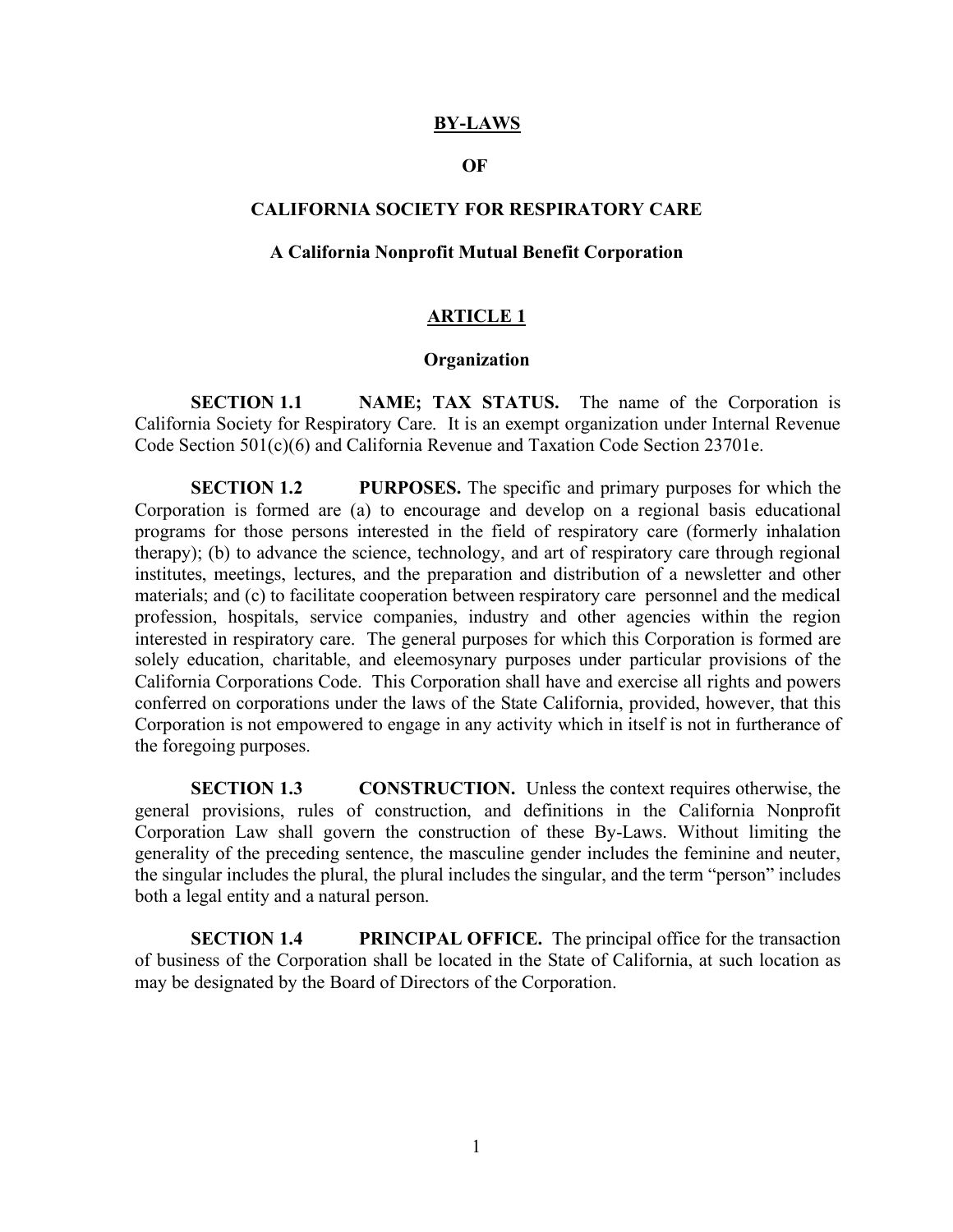# BY-LAWS

# OF

# CALIFORNIA SOCIETY FOR RESPIRATORY CARE

### A California Nonprofit Mutual Benefit Corporation

## ARTICLE 1

### Organization

**SECTION 1.1 NAME; TAX STATUS.** The name of the Corporation is California Society for Respiratory Care. It is an exempt organization under Internal Revenue Code Section 501(c)(6) and California Revenue and Taxation Code Section 23701e.

**SECTION 1.2 PURPOSES.** The specific and primary purposes for which the Corporation is formed are (a) to encourage and develop on a regional basis educational programs for those persons interested in the field of respiratory care (formerly inhalation therapy); (b) to advance the science, technology, and art of respiratory care through regional institutes, meetings, lectures, and the preparation and distribution of a newsletter and other materials; and (c) to facilitate cooperation between respiratory care personnel and the medical profession, hospitals, service companies, industry and other agencies within the region interested in respiratory care. The general purposes for which this Corporation is formed are solely education, charitable, and eleemosynary purposes under particular provisions of the California Corporations Code. This Corporation shall have and exercise all rights and powers conferred on corporations under the laws of the State California, provided, however, that this Corporation is not empowered to engage in any activity which in itself is not in furtherance of the foregoing purposes.

**SECTION 1.3 CONSTRUCTION.** Unless the context requires otherwise, the general provisions, rules of construction, and definitions in the California Nonprofit Corporation Law shall govern the construction of these By-Laws. Without limiting the generality of the preceding sentence, the masculine gender includes the feminine and neuter, the singular includes the plural, the plural includes the singular, and the term "person" includes both a legal entity and a natural person.

**SECTION 1.4 PRINCIPAL OFFICE.** The principal office for the transaction of business of the Corporation shall be located in the State of California, at such location as may be designated by the Board of Directors of the Corporation.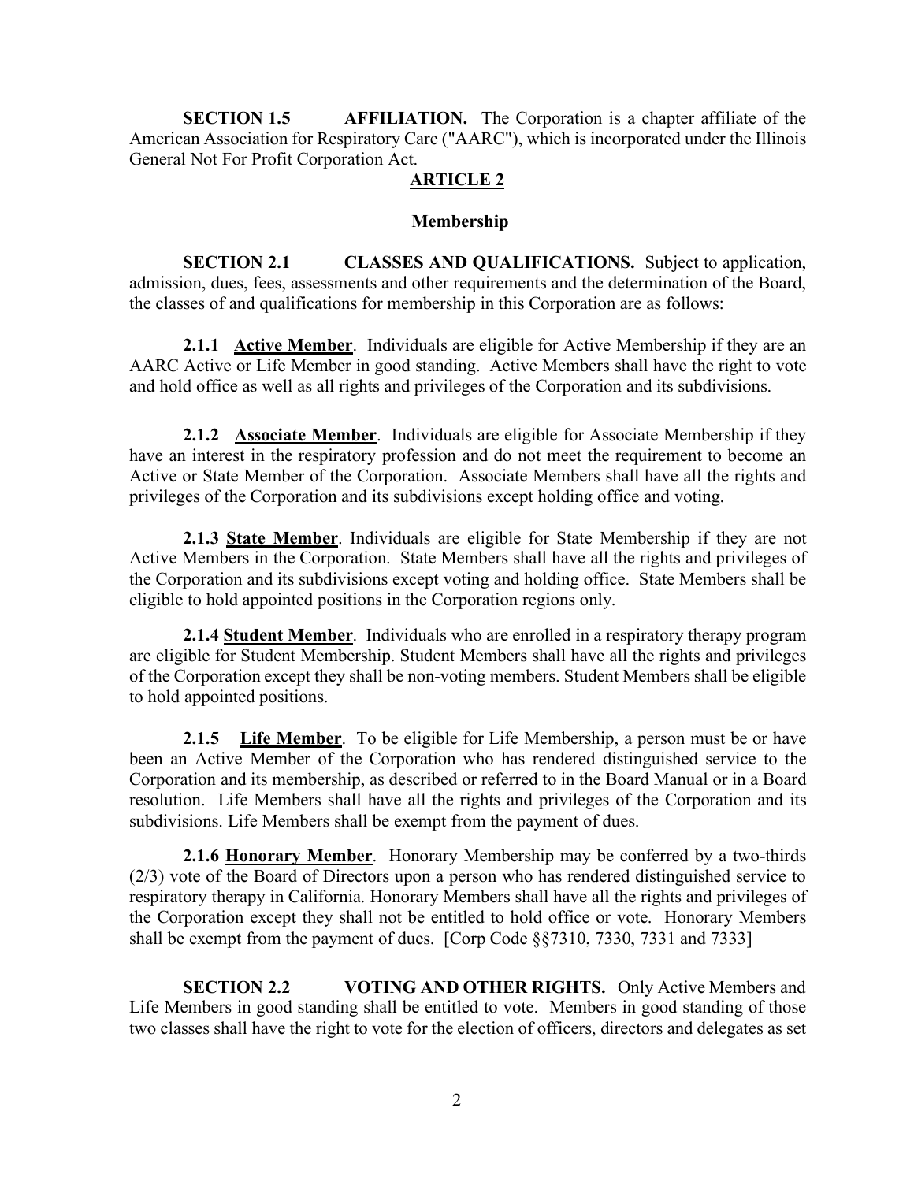**SECTION 1.5 AFFILIATION.** The Corporation is a chapter affiliate of the American Association for Respiratory Care ("AARC"), which is incorporated under the Illinois General Not For Profit Corporation Act.

## ARTICLE 2

### Membership

**SECTION 2.1 CLASSES AND QUALIFICATIONS.** Subject to application, admission, dues, fees, assessments and other requirements and the determination of the Board, the classes of and qualifications for membership in this Corporation are as follows:

**2.1.1 Active Member**. Individuals are eligible for Active Membership if they are an AARC Active or Life Member in good standing. Active Members shall have the right to vote and hold office as well as all rights and privileges of the Corporation and its subdivisions.

**2.1.2 Associate Member**. Individuals are eligible for Associate Membership if they have an interest in the respiratory profession and do not meet the requirement to become an Active or State Member of the Corporation. Associate Members shall have all the rights and privileges of the Corporation and its subdivisions except holding office and voting.

**2.1.3 State Member**. Individuals are eligible for State Membership if they are not Active Members in the Corporation. State Members shall have all the rights and privileges of the Corporation and its subdivisions except voting and holding office. State Members shall be eligible to hold appointed positions in the Corporation regions only.

**2.1.4 Student Member**. Individuals who are enrolled in a respiratory therapy program are eligible for Student Membership. Student Members shall have all the rights and privileges of the Corporation except they shall be non-voting members. Student Members shall be eligible to hold appointed positions.

**2.1.5 Life Member**. To be eligible for Life Membership, a person must be or have been an Active Member of the Corporation who has rendered distinguished service to the Corporation and its membership, as described or referred to in the Board Manual or in a Board resolution. Life Members shall have all the rights and privileges of the Corporation and its subdivisions. Life Members shall be exempt from the payment of dues.

**2.1.6 Honorary Member**. Honorary Membership may be conferred by a two-thirds (2/3) vote of the Board of Directors upon a person who has rendered distinguished service to respiratory therapy in California. Honorary Members shall have all the rights and privileges of the Corporation except they shall not be entitled to hold office or vote. Honorary Members shall be exempt from the payment of dues. [Corp Code §§7310, 7330, 7331 and 7333]

**SECTION 2.2 VOTING AND OTHER RIGHTS.** Only Active Members and Life Members in good standing shall be entitled to vote. Members in good standing of those two classes shall have the right to vote for the election of officers, directors and delegates as set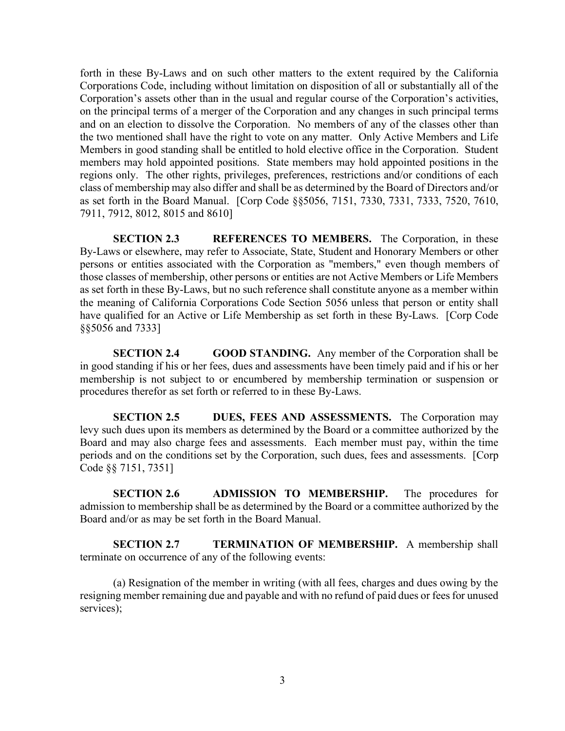forth in these By-Laws and on such other matters to the extent required by the California Corporations Code, including without limitation on disposition of all or substantially all of the Corporation's assets other than in the usual and regular course of the Corporation's activities, on the principal terms of a merger of the Corporation and any changes in such principal terms and on an election to dissolve the Corporation. No members of any of the classes other than the two mentioned shall have the right to vote on any matter. Only Active Members and Life Members in good standing shall be entitled to hold elective office in the Corporation. Student members may hold appointed positions. State members may hold appointed positions in the regions only. The other rights, privileges, preferences, restrictions and/or conditions of each class of membership may also differ and shall be as determined by the Board of Directors and/or as set forth in the Board Manual. [Corp Code §§5056, 7151, 7330, 7331, 7333, 7520, 7610, 7911, 7912, 8012, 8015 and 8610]

**SECTION 2.3 REFERENCES TO MEMBERS.** The Corporation, in these By-Laws or elsewhere, may refer to Associate, State, Student and Honorary Members or other persons or entities associated with the Corporation as "members," even though members of those classes of membership, other persons or entities are not Active Members or Life Members as set forth in these By-Laws, but no such reference shall constitute anyone as a member within the meaning of California Corporations Code Section 5056 unless that person or entity shall have qualified for an Active or Life Membership as set forth in these By-Laws. [Corp Code §§5056 and 7333]

**SECTION 2.4 GOOD STANDING.** Any member of the Corporation shall be in good standing if his or her fees, dues and assessments have been timely paid and if his or her membership is not subject to or encumbered by membership termination or suspension or procedures therefor as set forth or referred to in these By-Laws.

**SECTION 2.5 DUES, FEES AND ASSESSMENTS.** The Corporation may levy such dues upon its members as determined by the Board or a committee authorized by the Board and may also charge fees and assessments. Each member must pay, within the time periods and on the conditions set by the Corporation, such dues, fees and assessments. [Corp Code §§ 7151, 7351]

**SECTION 2.6 ADMISSION TO MEMBERSHIP.** The procedures for admission to membership shall be as determined by the Board or a committee authorized by the Board and/or as may be set forth in the Board Manual.

**SECTION 2.7 TERMINATION OF MEMBERSHIP.** A membership shall terminate on occurrence of any of the following events:

(a) Resignation of the member in writing (with all fees, charges and dues owing by the resigning member remaining due and payable and with no refund of paid dues or fees for unused services);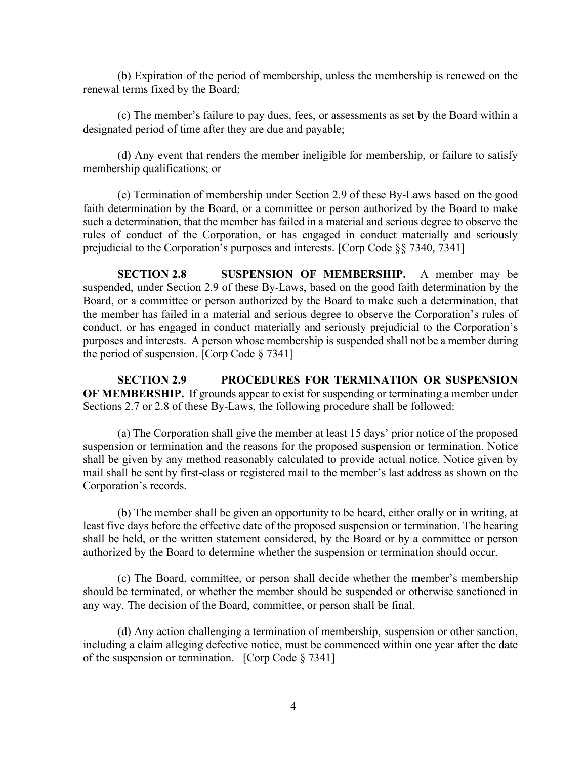(b) Expiration of the period of membership, unless the membership is renewed on the renewal terms fixed by the Board;

(c) The member's failure to pay dues, fees, or assessments as set by the Board within a designated period of time after they are due and payable;

(d) Any event that renders the member ineligible for membership, or failure to satisfy membership qualifications; or

(e) Termination of membership under Section 2.9 of these By-Laws based on the good faith determination by the Board, or a committee or person authorized by the Board to make such a determination, that the member has failed in a material and serious degree to observe the rules of conduct of the Corporation, or has engaged in conduct materially and seriously prejudicial to the Corporation's purposes and interests. [Corp Code §§ 7340, 7341]

**SECTION 2.8 SUSPENSION OF MEMBERSHIP.** A member may be suspended, under Section 2.9 of these By-Laws, based on the good faith determination by the Board, or a committee or person authorized by the Board to make such a determination, that the member has failed in a material and serious degree to observe the Corporation's rules of conduct, or has engaged in conduct materially and seriously prejudicial to the Corporation's purposes and interests. A person whose membership is suspended shall not be a member during the period of suspension. [Corp Code § 7341]

**SECTION 2.9 PROCEDURES FOR TERMINATION OR SUSPENSION OF MEMBERSHIP.** If grounds appear to exist for suspending or terminating a member under Sections 2.7 or 2.8 of these By-Laws, the following procedure shall be followed:

(a) The Corporation shall give the member at least 15 days' prior notice of the proposed suspension or termination and the reasons for the proposed suspension or termination. Notice shall be given by any method reasonably calculated to provide actual notice. Notice given by mail shall be sent by first-class or registered mail to the member's last address as shown on the Corporation's records.

(b) The member shall be given an opportunity to be heard, either orally or in writing, at least five days before the effective date of the proposed suspension or termination. The hearing shall be held, or the written statement considered, by the Board or by a committee or person authorized by the Board to determine whether the suspension or termination should occur.

(c) The Board, committee, or person shall decide whether the member's membership should be terminated, or whether the member should be suspended or otherwise sanctioned in any way. The decision of the Board, committee, or person shall be final.

(d) Any action challenging a termination of membership, suspension or other sanction, including a claim alleging defective notice, must be commenced within one year after the date of the suspension or termination. [Corp Code § 7341]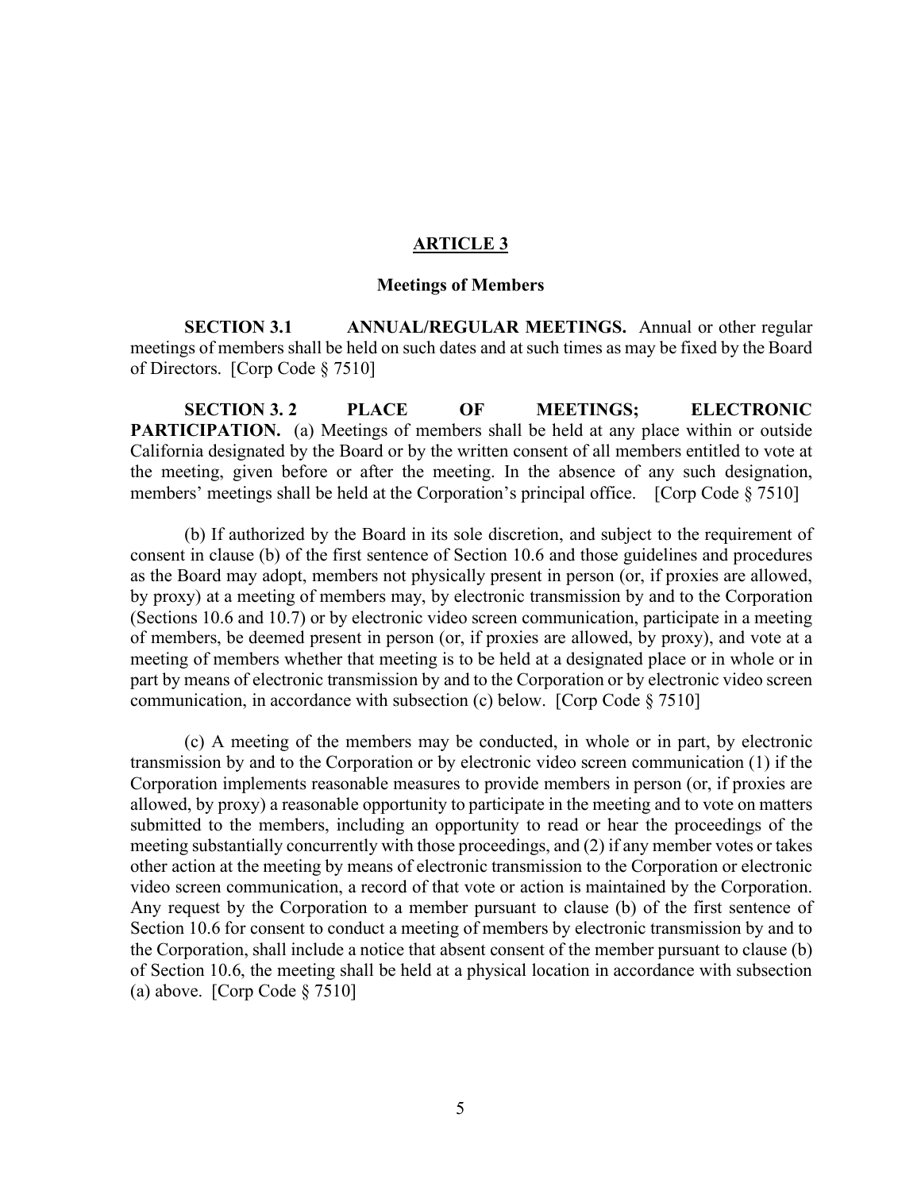## ARTICLE 3

### Meetings of Members

**SECTION 3.1 ANNUAL/REGULAR MEETINGS.** Annual or other regular meetings of members shall be held on such dates and at such times as may be fixed by the Board of Directors. [Corp Code § 7510]

**SECTION 3. 2 PLACE OF MEETINGS; ELECTRONIC PARTICIPATION.** (a) Meetings of members shall be held at any place within or outside California designated by the Board or by the written consent of all members entitled to vote at the meeting, given before or after the meeting. In the absence of any such designation, members' meetings shall be held at the Corporation's principal office. [Corp Code § 7510]

(b) If authorized by the Board in its sole discretion, and subject to the requirement of consent in clause (b) of the first sentence of Section 10.6 and those guidelines and procedures as the Board may adopt, members not physically present in person (or, if proxies are allowed, by proxy) at a meeting of members may, by electronic transmission by and to the Corporation (Sections 10.6 and 10.7) or by electronic video screen communication, participate in a meeting of members, be deemed present in person (or, if proxies are allowed, by proxy), and vote at a meeting of members whether that meeting is to be held at a designated place or in whole or in part by means of electronic transmission by and to the Corporation or by electronic video screen communication, in accordance with subsection (c) below. [Corp Code § 7510]

(c) A meeting of the members may be conducted, in whole or in part, by electronic transmission by and to the Corporation or by electronic video screen communication (1) if the Corporation implements reasonable measures to provide members in person (or, if proxies are allowed, by proxy) a reasonable opportunity to participate in the meeting and to vote on matters submitted to the members, including an opportunity to read or hear the proceedings of the meeting substantially concurrently with those proceedings, and (2) if any member votes or takes other action at the meeting by means of electronic transmission to the Corporation or electronic video screen communication, a record of that vote or action is maintained by the Corporation. Any request by the Corporation to a member pursuant to clause (b) of the first sentence of Section 10.6 for consent to conduct a meeting of members by electronic transmission by and to the Corporation, shall include a notice that absent consent of the member pursuant to clause (b) of Section 10.6, the meeting shall be held at a physical location in accordance with subsection (a) above. [Corp Code § 7510]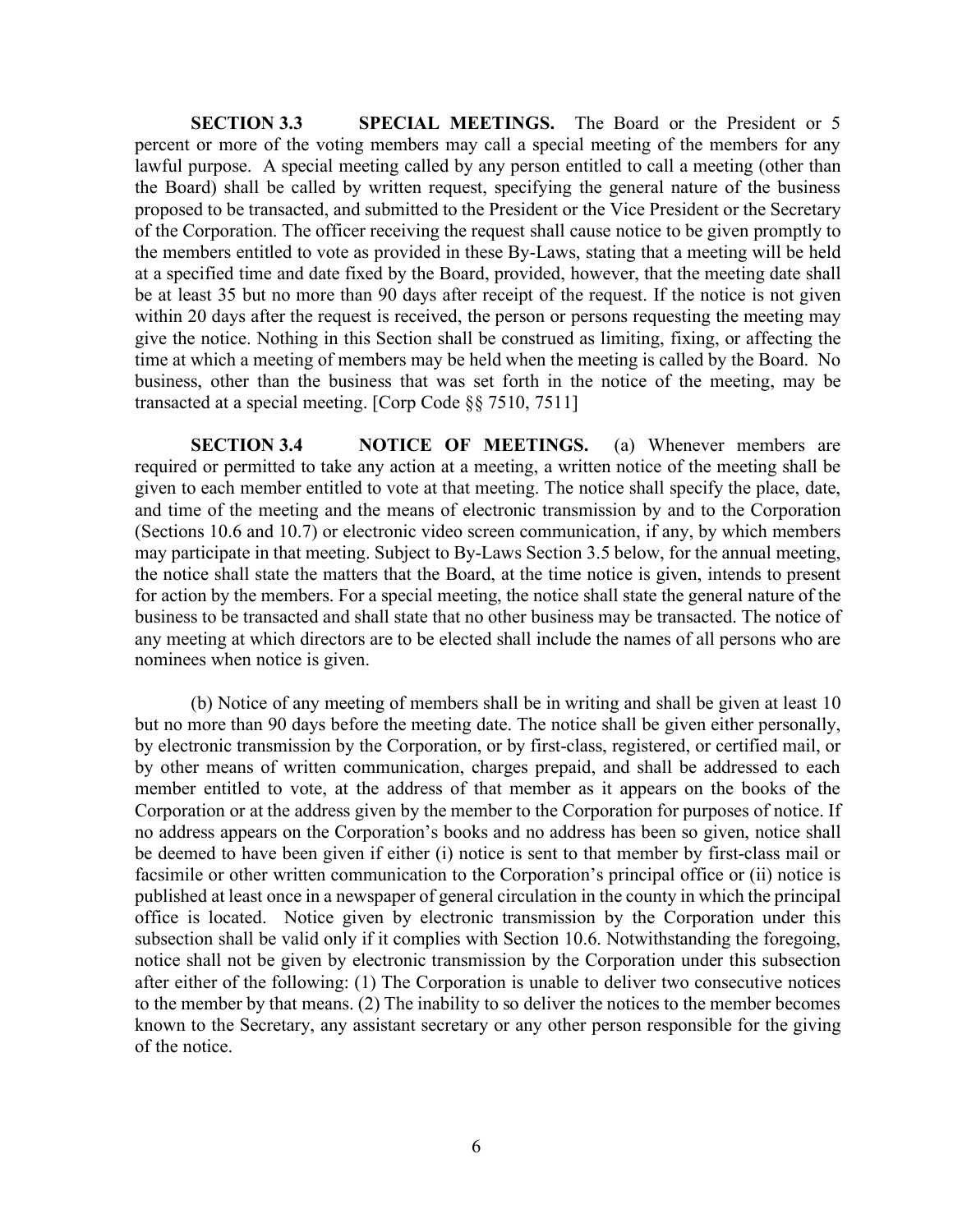**SECTION 3.3 SPECIAL MEETINGS.** The Board or the President or 5 percent or more of the voting members may call a special meeting of the members for any lawful purpose. A special meeting called by any person entitled to call a meeting (other than the Board) shall be called by written request, specifying the general nature of the business proposed to be transacted, and submitted to the President or the Vice President or the Secretary of the Corporation. The officer receiving the request shall cause notice to be given promptly to the members entitled to vote as provided in these By-Laws, stating that a meeting will be held at a specified time and date fixed by the Board, provided, however, that the meeting date shall be at least 35 but no more than 90 days after receipt of the request. If the notice is not given within 20 days after the request is received, the person or persons requesting the meeting may give the notice. Nothing in this Section shall be construed as limiting, fixing, or affecting the time at which a meeting of members may be held when the meeting is called by the Board. No business, other than the business that was set forth in the notice of the meeting, may be transacted at a special meeting. [Corp Code §§ 7510, 7511]

**SECTION 3.4 NOTICE OF MEETINGS.** (a) Whenever members are required or permitted to take any action at a meeting, a written notice of the meeting shall be given to each member entitled to vote at that meeting. The notice shall specify the place, date, and time of the meeting and the means of electronic transmission by and to the Corporation (Sections 10.6 and 10.7) or electronic video screen communication, if any, by which members may participate in that meeting. Subject to By-Laws Section 3.5 below, for the annual meeting, the notice shall state the matters that the Board, at the time notice is given, intends to present for action by the members. For a special meeting, the notice shall state the general nature of the business to be transacted and shall state that no other business may be transacted. The notice of any meeting at which directors are to be elected shall include the names of all persons who are nominees when notice is given.

(b) Notice of any meeting of members shall be in writing and shall be given at least 10 but no more than 90 days before the meeting date. The notice shall be given either personally, by electronic transmission by the Corporation, or by first-class, registered, or certified mail, or by other means of written communication, charges prepaid, and shall be addressed to each member entitled to vote, at the address of that member as it appears on the books of the Corporation or at the address given by the member to the Corporation for purposes of notice. If no address appears on the Corporation's books and no address has been so given, notice shall be deemed to have been given if either (i) notice is sent to that member by first-class mail or facsimile or other written communication to the Corporation's principal office or (ii) notice is published at least once in a newspaper of general circulation in the county in which the principal office is located. Notice given by electronic transmission by the Corporation under this subsection shall be valid only if it complies with Section 10.6. Notwithstanding the foregoing, notice shall not be given by electronic transmission by the Corporation under this subsection after either of the following: (1) The Corporation is unable to deliver two consecutive notices to the member by that means. (2) The inability to so deliver the notices to the member becomes known to the Secretary, any assistant secretary or any other person responsible for the giving of the notice.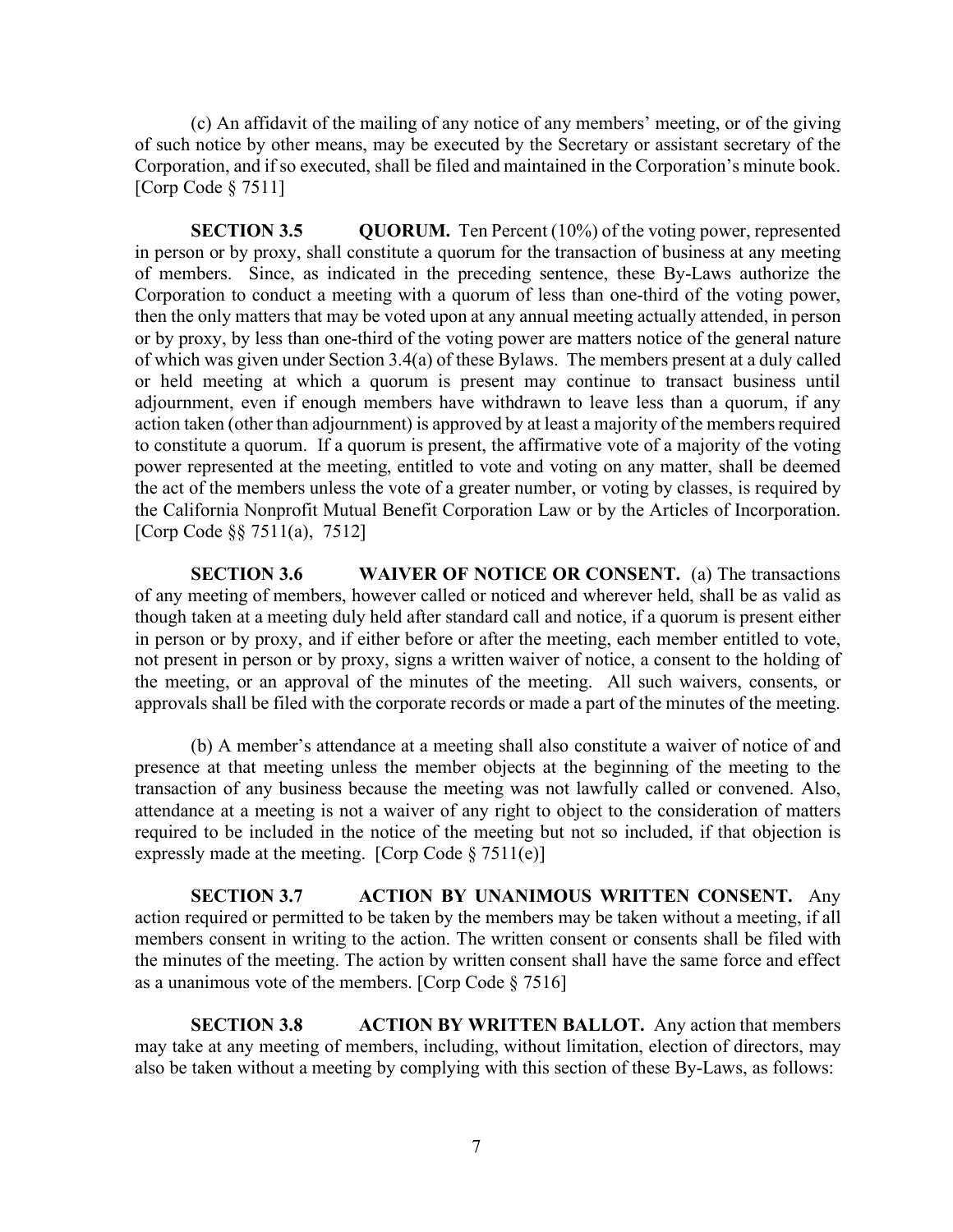(c) An affidavit of the mailing of any notice of any members' meeting, or of the giving of such notice by other means, may be executed by the Secretary or assistant secretary of the Corporation, and if so executed, shall be filed and maintained in the Corporation's minute book. [Corp Code § 7511]

**SECTION 3.5 QUORUM.** Ten Percent (10%) of the voting power, represented in person or by proxy, shall constitute a quorum for the transaction of business at any meeting of members. Since, as indicated in the preceding sentence, these By-Laws authorize the Corporation to conduct a meeting with a quorum of less than one-third of the voting power, then the only matters that may be voted upon at any annual meeting actually attended, in person or by proxy, by less than one-third of the voting power are matters notice of the general nature of which was given under Section 3.4(a) of these Bylaws. The members present at a duly called or held meeting at which a quorum is present may continue to transact business until adjournment, even if enough members have withdrawn to leave less than a quorum, if any action taken (other than adjournment) is approved by at least a majority of the members required to constitute a quorum. If a quorum is present, the affirmative vote of a majority of the voting power represented at the meeting, entitled to vote and voting on any matter, shall be deemed the act of the members unless the vote of a greater number, or voting by classes, is required by the California Nonprofit Mutual Benefit Corporation Law or by the Articles of Incorporation. [Corp Code §§ 7511(a), 7512]

**SECTION 3.6 WAIVER OF NOTICE OR CONSENT.** (a) The transactions of any meeting of members, however called or noticed and wherever held, shall be as valid as though taken at a meeting duly held after standard call and notice, if a quorum is present either in person or by proxy, and if either before or after the meeting, each member entitled to vote, not present in person or by proxy, signs a written waiver of notice, a consent to the holding of the meeting, or an approval of the minutes of the meeting. All such waivers, consents, or approvals shall be filed with the corporate records or made a part of the minutes of the meeting.

(b) A member's attendance at a meeting shall also constitute a waiver of notice of and presence at that meeting unless the member objects at the beginning of the meeting to the transaction of any business because the meeting was not lawfully called or convened. Also, attendance at a meeting is not a waiver of any right to object to the consideration of matters required to be included in the notice of the meeting but not so included, if that objection is expressly made at the meeting. [Corp Code § 7511(e)]

**SECTION 3.7 ACTION BY UNANIMOUS WRITTEN CONSENT.** Any action required or permitted to be taken by the members may be taken without a meeting, if all members consent in writing to the action. The written consent or consents shall be filed with the minutes of the meeting. The action by written consent shall have the same force and effect as a unanimous vote of the members. [Corp Code § 7516]

**SECTION 3.8 ACTION BY WRITTEN BALLOT.** Any action that members may take at any meeting of members, including, without limitation, election of directors, may also be taken without a meeting by complying with this section of these By-Laws, as follows: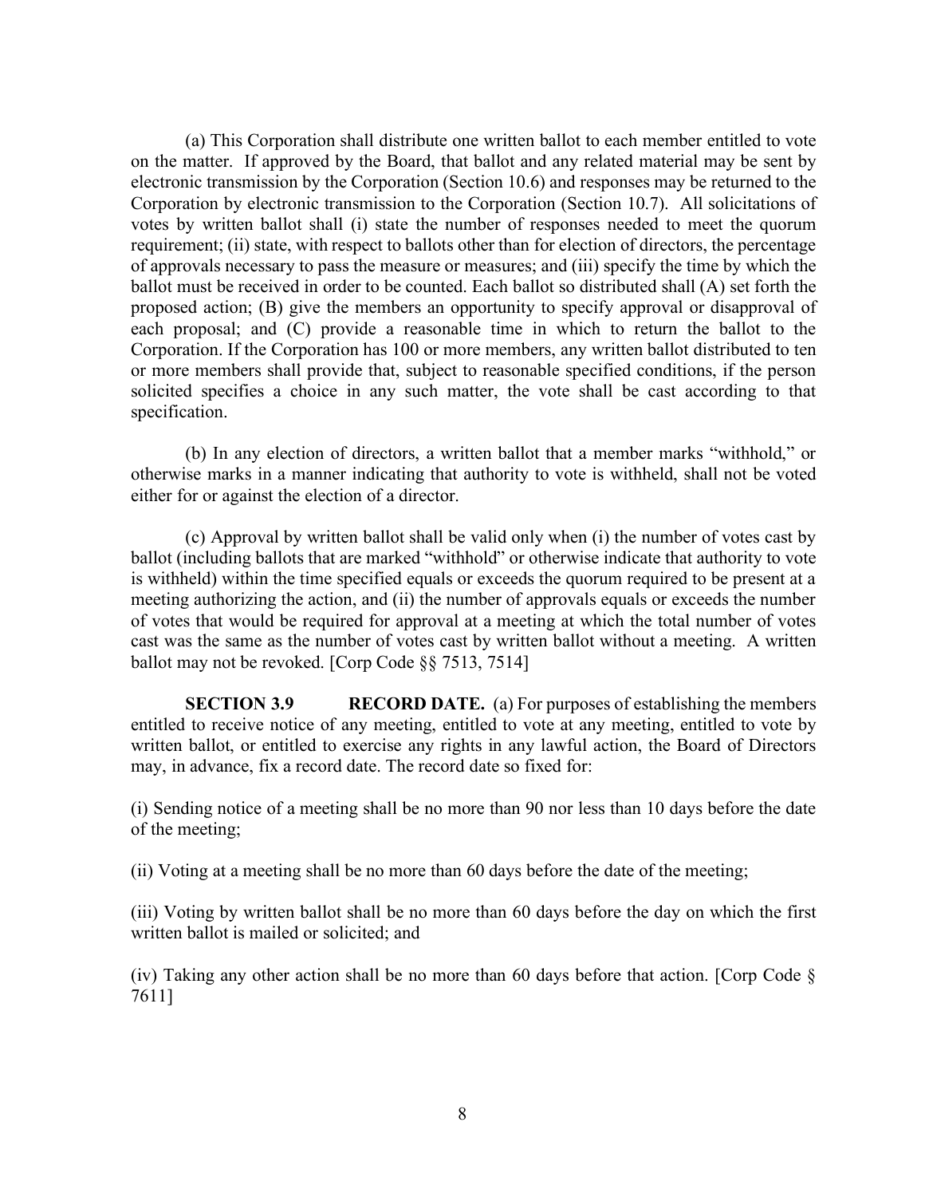(a) This Corporation shall distribute one written ballot to each member entitled to vote on the matter. If approved by the Board, that ballot and any related material may be sent by electronic transmission by the Corporation (Section 10.6) and responses may be returned to the Corporation by electronic transmission to the Corporation (Section 10.7). All solicitations of votes by written ballot shall (i) state the number of responses needed to meet the quorum requirement; (ii) state, with respect to ballots other than for election of directors, the percentage of approvals necessary to pass the measure or measures; and (iii) specify the time by which the ballot must be received in order to be counted. Each ballot so distributed shall (A) set forth the proposed action; (B) give the members an opportunity to specify approval or disapproval of each proposal; and (C) provide a reasonable time in which to return the ballot to the Corporation. If the Corporation has 100 or more members, any written ballot distributed to ten or more members shall provide that, subject to reasonable specified conditions, if the person solicited specifies a choice in any such matter, the vote shall be cast according to that specification.

(b) In any election of directors, a written ballot that a member marks "withhold," or otherwise marks in a manner indicating that authority to vote is withheld, shall not be voted either for or against the election of a director.

(c) Approval by written ballot shall be valid only when (i) the number of votes cast by ballot (including ballots that are marked "withhold" or otherwise indicate that authority to vote is withheld) within the time specified equals or exceeds the quorum required to be present at a meeting authorizing the action, and (ii) the number of approvals equals or exceeds the number of votes that would be required for approval at a meeting at which the total number of votes cast was the same as the number of votes cast by written ballot without a meeting. A written ballot may not be revoked. [Corp Code §§ 7513, 7514]

**SECTION 3.9 RECORD DATE.** (a) For purposes of establishing the members entitled to receive notice of any meeting, entitled to vote at any meeting, entitled to vote by written ballot, or entitled to exercise any rights in any lawful action, the Board of Directors may, in advance, fix a record date. The record date so fixed for:

(i) Sending notice of a meeting shall be no more than 90 nor less than 10 days before the date of the meeting;

(ii) Voting at a meeting shall be no more than 60 days before the date of the meeting;

(iii) Voting by written ballot shall be no more than 60 days before the day on which the first written ballot is mailed or solicited; and

(iv) Taking any other action shall be no more than 60 days before that action. [Corp Code § 7611]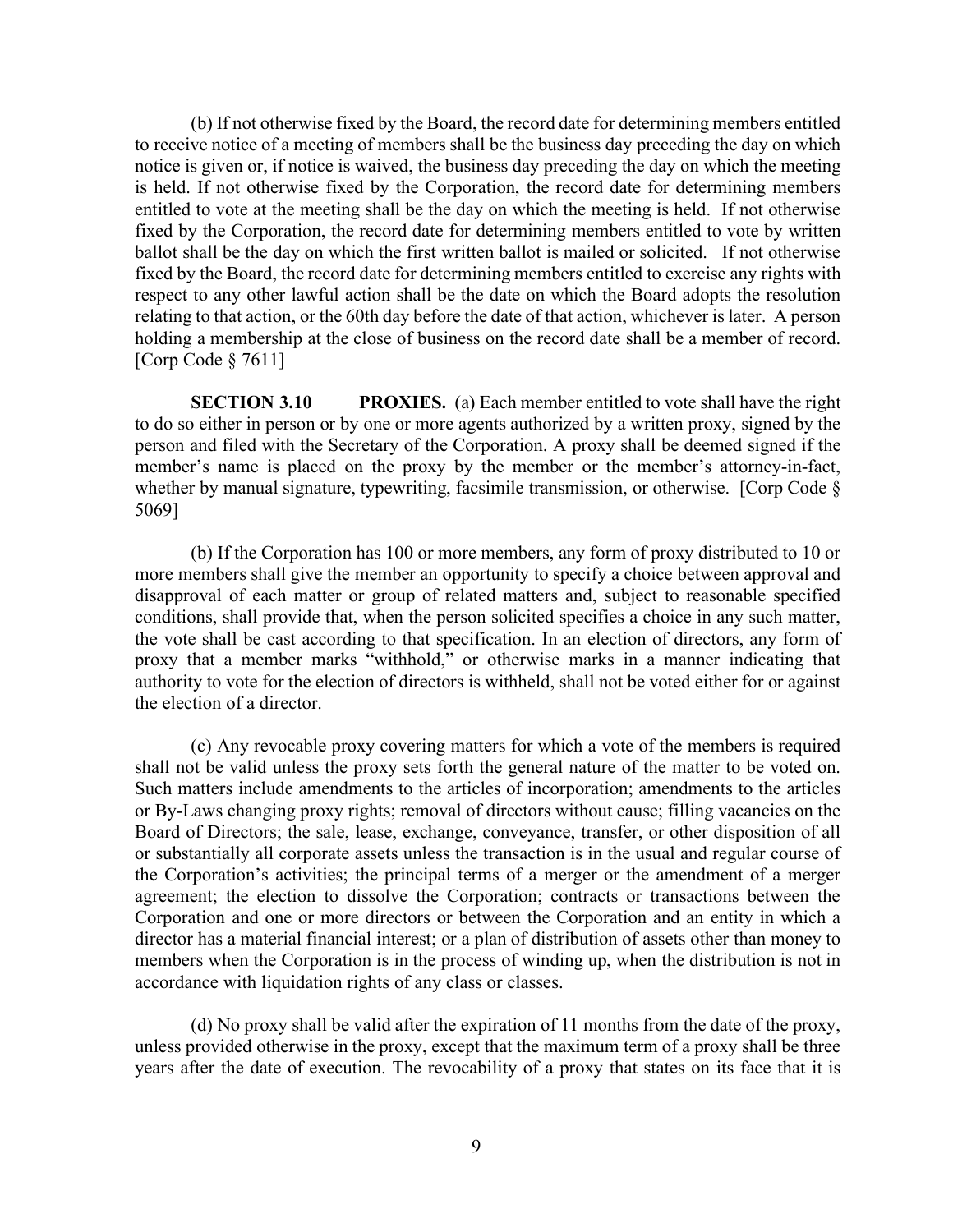(b) If not otherwise fixed by the Board, the record date for determining members entitled to receive notice of a meeting of members shall be the business day preceding the day on which notice is given or, if notice is waived, the business day preceding the day on which the meeting is held. If not otherwise fixed by the Corporation, the record date for determining members entitled to vote at the meeting shall be the day on which the meeting is held. If not otherwise fixed by the Corporation, the record date for determining members entitled to vote by written ballot shall be the day on which the first written ballot is mailed or solicited. If not otherwise fixed by the Board, the record date for determining members entitled to exercise any rights with respect to any other lawful action shall be the date on which the Board adopts the resolution relating to that action, or the 60th day before the date of that action, whichever is later. A person holding a membership at the close of business on the record date shall be a member of record. [Corp Code § 7611]

**SECTION 3.10 PROXIES.** (a) Each member entitled to vote shall have the right to do so either in person or by one or more agents authorized by a written proxy, signed by the person and filed with the Secretary of the Corporation. A proxy shall be deemed signed if the member's name is placed on the proxy by the member or the member's attorney-in-fact, whether by manual signature, typewriting, facsimile transmission, or otherwise. [Corp Code § 5069]

(b) If the Corporation has 100 or more members, any form of proxy distributed to 10 or more members shall give the member an opportunity to specify a choice between approval and disapproval of each matter or group of related matters and, subject to reasonable specified conditions, shall provide that, when the person solicited specifies a choice in any such matter, the vote shall be cast according to that specification. In an election of directors, any form of proxy that a member marks "withhold," or otherwise marks in a manner indicating that authority to vote for the election of directors is withheld, shall not be voted either for or against the election of a director.

(c) Any revocable proxy covering matters for which a vote of the members is required shall not be valid unless the proxy sets forth the general nature of the matter to be voted on. Such matters include amendments to the articles of incorporation; amendments to the articles or By-Laws changing proxy rights; removal of directors without cause; filling vacancies on the Board of Directors; the sale, lease, exchange, conveyance, transfer, or other disposition of all or substantially all corporate assets unless the transaction is in the usual and regular course of the Corporation's activities; the principal terms of a merger or the amendment of a merger agreement; the election to dissolve the Corporation; contracts or transactions between the Corporation and one or more directors or between the Corporation and an entity in which a director has a material financial interest; or a plan of distribution of assets other than money to members when the Corporation is in the process of winding up, when the distribution is not in accordance with liquidation rights of any class or classes.

(d) No proxy shall be valid after the expiration of 11 months from the date of the proxy, unless provided otherwise in the proxy, except that the maximum term of a proxy shall be three years after the date of execution. The revocability of a proxy that states on its face that it is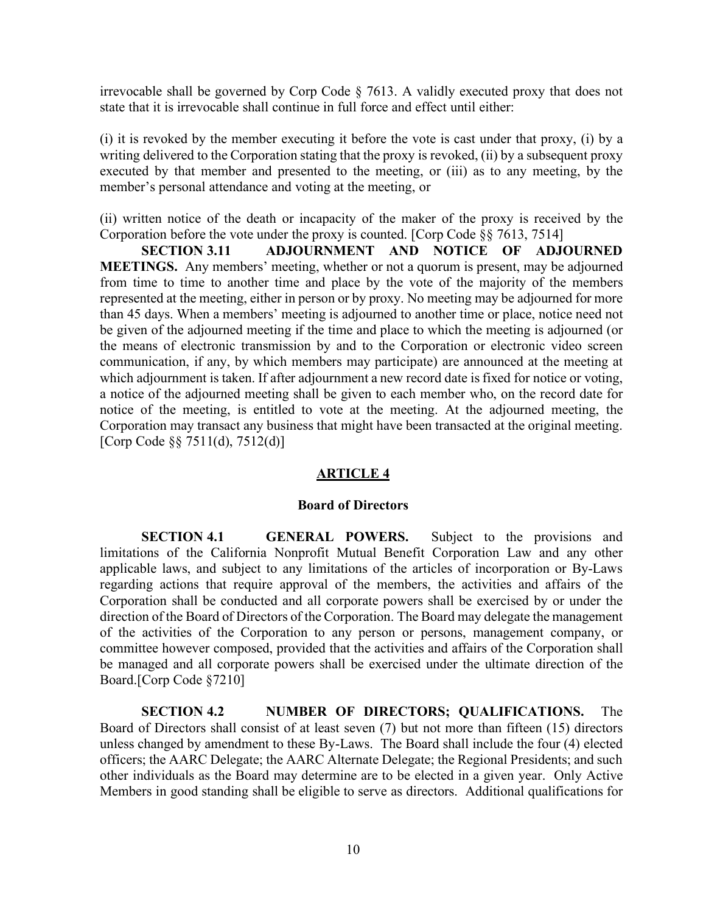irrevocable shall be governed by Corp Code § 7613. A validly executed proxy that does not state that it is irrevocable shall continue in full force and effect until either:

(i) it is revoked by the member executing it before the vote is cast under that proxy, (i) by a writing delivered to the Corporation stating that the proxy is revoked, (ii) by a subsequent proxy executed by that member and presented to the meeting, or (iii) as to any meeting, by the member's personal attendance and voting at the meeting, or

(ii) written notice of the death or incapacity of the maker of the proxy is received by the Corporation before the vote under the proxy is counted. [Corp Code §§ 7613, 7514]

**SECTION 3.11 ADJOURNMENT AND NOTICE OF ADJOURNED MEETINGS.** Any members' meeting, whether or not a quorum is present, may be adjourned from time to time to another time and place by the vote of the majority of the members represented at the meeting, either in person or by proxy. No meeting may be adjourned for more than 45 days. When a members' meeting is adjourned to another time or place, notice need not be given of the adjourned meeting if the time and place to which the meeting is adjourned (or the means of electronic transmission by and to the Corporation or electronic video screen communication, if any, by which members may participate) are announced at the meeting at which adjournment is taken. If after adjournment a new record date is fixed for notice or voting, a notice of the adjourned meeting shall be given to each member who, on the record date for notice of the meeting, is entitled to vote at the meeting. At the adjourned meeting, the Corporation may transact any business that might have been transacted at the original meeting. [Corp Code §§ 7511(d), 7512(d)]

## ARTICLE 4

### Board of Directors

**SECTION 4.1 GENERAL POWERS.** Subject to the provisions and limitations of the California Nonprofit Mutual Benefit Corporation Law and any other applicable laws, and subject to any limitations of the articles of incorporation or By-Laws regarding actions that require approval of the members, the activities and affairs of the Corporation shall be conducted and all corporate powers shall be exercised by or under the direction of the Board of Directors of the Corporation. The Board may delegate the management of the activities of the Corporation to any person or persons, management company, or committee however composed, provided that the activities and affairs of the Corporation shall be managed and all corporate powers shall be exercised under the ultimate direction of the Board.[Corp Code §7210]

**SECTION 4.2 NUMBER OF DIRECTORS; QUALIFICATIONS.** The Board of Directors shall consist of at least seven (7) but not more than fifteen (15) directors unless changed by amendment to these By-Laws. The Board shall include the four (4) elected officers; the AARC Delegate; the AARC Alternate Delegate; the Regional Presidents; and such other individuals as the Board may determine are to be elected in a given year. Only Active Members in good standing shall be eligible to serve as directors. Additional qualifications for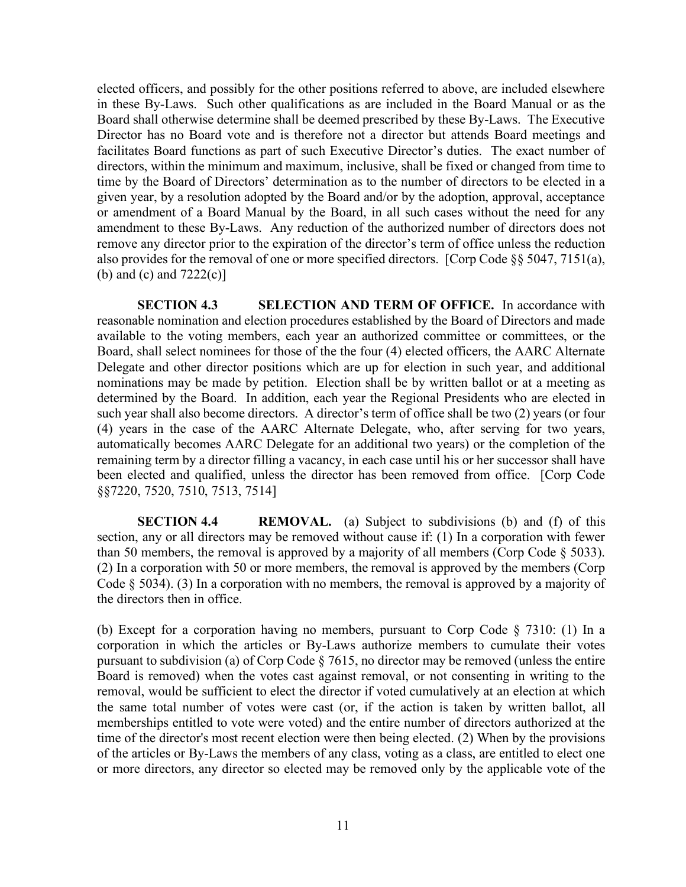elected officers, and possibly for the other positions referred to above, are included elsewhere in these By-Laws. Such other qualifications as are included in the Board Manual or as the Board shall otherwise determine shall be deemed prescribed by these By-Laws. The Executive Director has no Board vote and is therefore not a director but attends Board meetings and facilitates Board functions as part of such Executive Director's duties. The exact number of directors, within the minimum and maximum, inclusive, shall be fixed or changed from time to time by the Board of Directors' determination as to the number of directors to be elected in a given year, by a resolution adopted by the Board and/or by the adoption, approval, acceptance or amendment of a Board Manual by the Board, in all such cases without the need for any amendment to these By-Laws. Any reduction of the authorized number of directors does not remove any director prior to the expiration of the director's term of office unless the reduction also provides for the removal of one or more specified directors. [Corp Code §§ 5047, 7151(a), (b) and (c) and 7222(c)]

**SECTION 4.3 SELECTION AND TERM OF OFFICE.** In accordance with reasonable nomination and election procedures established by the Board of Directors and made available to the voting members, each year an authorized committee or committees, or the Board, shall select nominees for those of the the four (4) elected officers, the AARC Alternate Delegate and other director positions which are up for election in such year, and additional nominations may be made by petition. Election shall be by written ballot or at a meeting as determined by the Board. In addition, each year the Regional Presidents who are elected in such year shall also become directors. A director's term of office shall be two (2) years (or four (4) years in the case of the AARC Alternate Delegate, who, after serving for two years, automatically becomes AARC Delegate for an additional two years) or the completion of the remaining term by a director filling a vacancy, in each case until his or her successor shall have been elected and qualified, unless the director has been removed from office. [Corp Code §§7220, 7520, 7510, 7513, 7514]

**SECTION 4.4 REMOVAL.** (a) Subject to subdivisions (b) and (f) of this section, any or all directors may be removed without cause if: (1) In a corporation with fewer than 50 members, the removal is approved by a majority of all members (Corp Code § 5033). (2) In a corporation with 50 or more members, the removal is approved by the members (Corp Code § 5034). (3) In a corporation with no members, the removal is approved by a majority of the directors then in office.

(b) Except for a corporation having no members, pursuant to Corp Code § 7310: (1) In a corporation in which the articles or By-Laws authorize members to cumulate their votes pursuant to subdivision (a) of Corp Code § 7615, no director may be removed (unless the entire Board is removed) when the votes cast against removal, or not consenting in writing to the removal, would be sufficient to elect the director if voted cumulatively at an election at which the same total number of votes were cast (or, if the action is taken by written ballot, all memberships entitled to vote were voted) and the entire number of directors authorized at the time of the director's most recent election were then being elected. (2) When by the provisions of the articles or By-Laws the members of any class, voting as a class, are entitled to elect one or more directors, any director so elected may be removed only by the applicable vote of the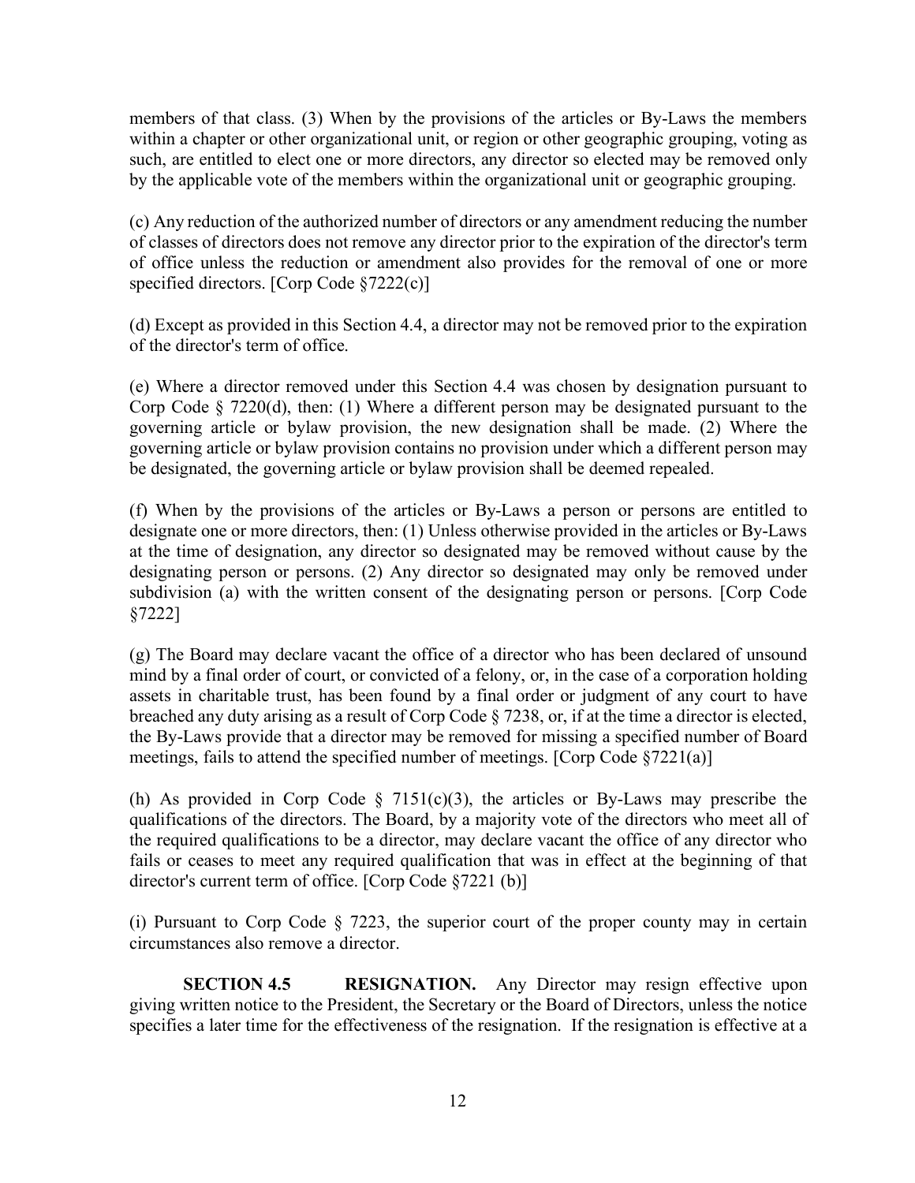members of that class. (3) When by the provisions of the articles or By-Laws the members within a chapter or other organizational unit, or region or other geographic grouping, voting as such, are entitled to elect one or more directors, any director so elected may be removed only by the applicable vote of the members within the organizational unit or geographic grouping.

(c) Any reduction of the authorized number of directors or any amendment reducing the number of classes of directors does not remove any director prior to the expiration of the director's term of office unless the reduction or amendment also provides for the removal of one or more specified directors. [Corp Code §7222(c)]

(d) Except as provided in this Section 4.4, a director may not be removed prior to the expiration of the director's term of office.

(e) Where a director removed under this Section 4.4 was chosen by designation pursuant to Corp Code § 7220(d), then: (1) Where a different person may be designated pursuant to the governing article or bylaw provision, the new designation shall be made. (2) Where the governing article or bylaw provision contains no provision under which a different person may be designated, the governing article or bylaw provision shall be deemed repealed.

(f) When by the provisions of the articles or By-Laws a person or persons are entitled to designate one or more directors, then: (1) Unless otherwise provided in the articles or By-Laws at the time of designation, any director so designated may be removed without cause by the designating person or persons. (2) Any director so designated may only be removed under subdivision (a) with the written consent of the designating person or persons. [Corp Code §7222]

(g) The Board may declare vacant the office of a director who has been declared of unsound mind by a final order of court, or convicted of a felony, or, in the case of a corporation holding assets in charitable trust, has been found by a final order or judgment of any court to have breached any duty arising as a result of Corp Code § 7238, or, if at the time a director is elected, the By-Laws provide that a director may be removed for missing a specified number of Board meetings, fails to attend the specified number of meetings. [Corp Code §7221(a)]

(h) As provided in Corp Code § 7151(c)(3), the articles or By-Laws may prescribe the qualifications of the directors. The Board, by a majority vote of the directors who meet all of the required qualifications to be a director, may declare vacant the office of any director who fails or ceases to meet any required qualification that was in effect at the beginning of that director's current term of office. [Corp Code §7221 (b)]

(i) Pursuant to Corp Code § 7223, the superior court of the proper county may in certain circumstances also remove a director.

**SECTION 4.5 RESIGNATION.** Any Director may resign effective upon giving written notice to the President, the Secretary or the Board of Directors, unless the notice specifies a later time for the effectiveness of the resignation. If the resignation is effective at a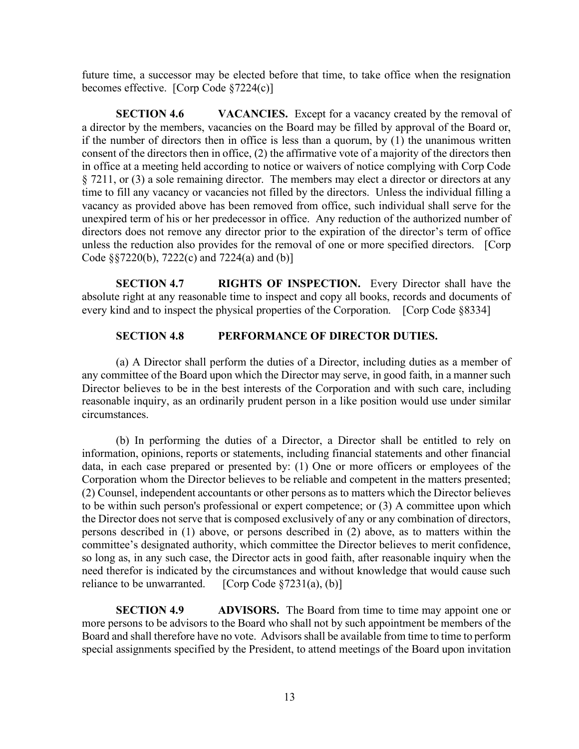future time, a successor may be elected before that time, to take office when the resignation becomes effective. [Corp Code §7224(c)]

**SECTION 4.6 VACANCIES.** Except for a vacancy created by the removal of a director by the members, vacancies on the Board may be filled by approval of the Board or, if the number of directors then in office is less than a quorum, by (1) the unanimous written consent of the directors then in office, (2) the affirmative vote of a majority of the directors then in office at a meeting held according to notice or waivers of notice complying with Corp Code § 7211, or (3) a sole remaining director. The members may elect a director or directors at any time to fill any vacancy or vacancies not filled by the directors. Unless the individual filling a vacancy as provided above has been removed from office, such individual shall serve for the unexpired term of his or her predecessor in office. Any reduction of the authorized number of directors does not remove any director prior to the expiration of the director's term of office unless the reduction also provides for the removal of one or more specified directors. [Corp Code §§7220(b), 7222(c) and 7224(a) and (b)]

**SECTION 4.7 RIGHTS OF INSPECTION.** Every Director shall have the absolute right at any reasonable time to inspect and copy all books, records and documents of every kind and to inspect the physical properties of the Corporation. [Corp Code §8334]

**SECTION 4.8 PERFORMANCE OF DIRECTOR DUTIES.**

(a) A Director shall perform the duties of a Director, including duties as a member of any committee of the Board upon which the Director may serve, in good faith, in a manner such Director believes to be in the best interests of the Corporation and with such care, including reasonable inquiry, as an ordinarily prudent person in a like position would use under similar circumstances.

(b) In performing the duties of a Director, a Director shall be entitled to rely on information, opinions, reports or statements, including financial statements and other financial data, in each case prepared or presented by: (1) One or more officers or employees of the Corporation whom the Director believes to be reliable and competent in the matters presented; (2) Counsel, independent accountants or other persons as to matters which the Director believes to be within such person's professional or expert competence; or (3) A committee upon which the Director does not serve that is composed exclusively of any or any combination of directors, persons described in (1) above, or persons described in (2) above, as to matters within the committee's designated authority, which committee the Director believes to merit confidence, so long as, in any such case, the Director acts in good faith, after reasonable inquiry when the need therefor is indicated by the circumstances and without knowledge that would cause such reliance to be unwarranted. [Corp Code §7231(a), (b)]

**SECTION 4.9 ADVISORS.** The Board from time to time may appoint one or more persons to be advisors to the Board who shall not by such appointment be members of the Board and shall therefore have no vote. Advisors shall be available from time to time to perform special assignments specified by the President, to attend meetings of the Board upon invitation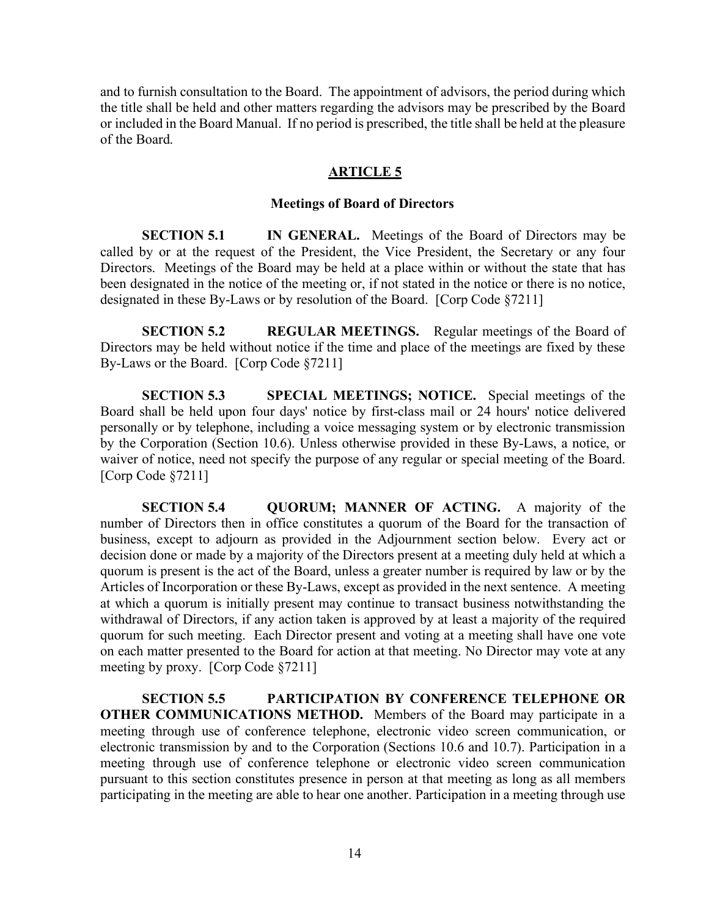and to furnish consultation to the Board. The appointment of advisors, the period during which the title shall be held and other matters regarding the advisors may be prescribed by the Board or included in the Board Manual. If no period is prescribed, the title shall be held at the pleasure of the Board.

## ARTICLE 5

### Meetings of Board of Directors

**SECTION 5.1 IN GENERAL.** Meetings of the Board of Directors may be called by or at the request of the President, the Vice President, the Secretary or any four Directors. Meetings of the Board may be held at a place within or without the state that has been designated in the notice of the meeting or, if not stated in the notice or there is no notice, designated in these By-Laws or by resolution of the Board. [Corp Code §7211]

**SECTION 5.2 REGULAR MEETINGS.** Regular meetings of the Board of Directors may be held without notice if the time and place of the meetings are fixed by these By-Laws or the Board. [Corp Code §7211]

**SECTION 5.3 SPECIAL MEETINGS; NOTICE.** Special meetings of the Board shall be held upon four days' notice by first-class mail or 24 hours' notice delivered personally or by telephone, including a voice messaging system or by electronic transmission by the Corporation (Section 10.6). Unless otherwise provided in these By-Laws, a notice, or waiver of notice, need not specify the purpose of any regular or special meeting of the Board. [Corp Code §7211]

**SECTION 5.4 QUORUM; MANNER OF ACTING.** A majority of the number of Directors then in office constitutes a quorum of the Board for the transaction of business, except to adjourn as provided in the Adjournment section below. Every act or decision done or made by a majority of the Directors present at a meeting duly held at which a quorum is present is the act of the Board, unless a greater number is required by law or by the Articles of Incorporation or these By-Laws, except as provided in the next sentence. A meeting at which a quorum is initially present may continue to transact business notwithstanding the withdrawal of Directors, if any action taken is approved by at least a majority of the required quorum for such meeting. Each Director present and voting at a meeting shall have one vote on each matter presented to the Board for action at that meeting. No Director may vote at any meeting by proxy. [Corp Code §7211]

**SECTION 5.5 PARTICIPATION BY CONFERENCE TELEPHONE OR OTHER COMMUNICATIONS METHOD.** Members of the Board may participate in a meeting through use of conference telephone, electronic video screen communication, or electronic transmission by and to the Corporation (Sections 10.6 and 10.7). Participation in a meeting through use of conference telephone or electronic video screen communication pursuant to this section constitutes presence in person at that meeting as long as all members participating in the meeting are able to hear one another. Participation in a meeting through use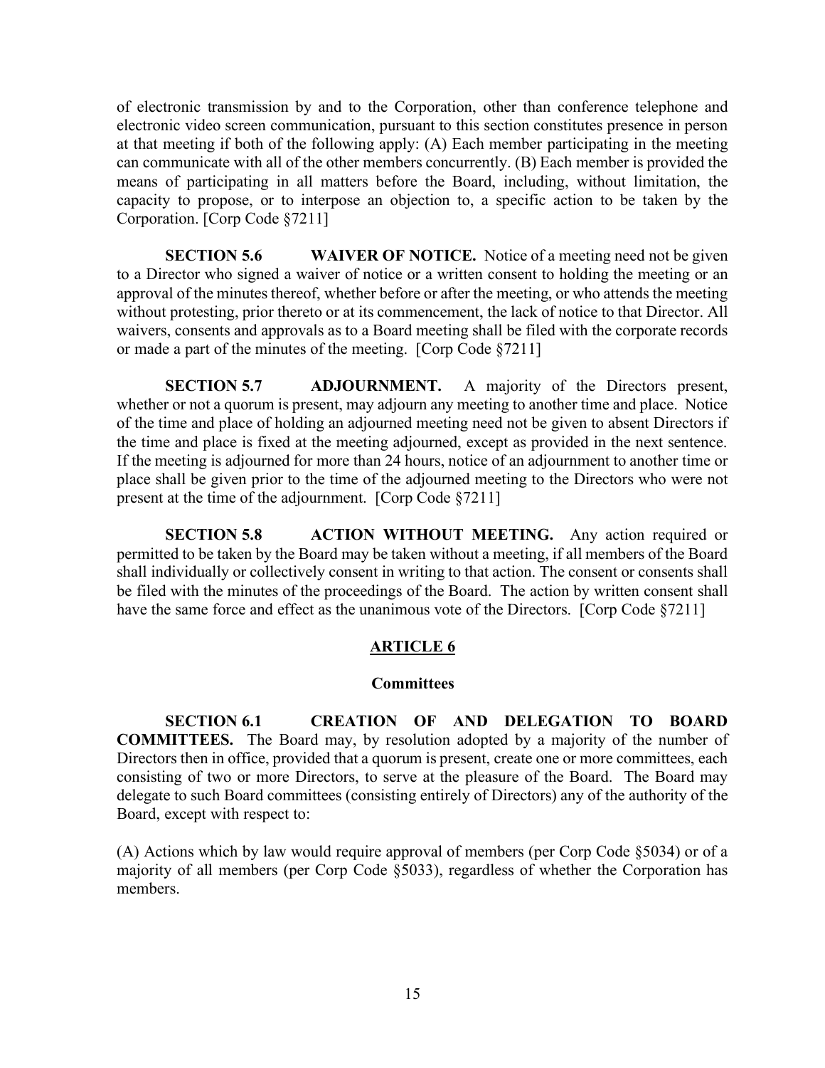of electronic transmission by and to the Corporation, other than conference telephone and electronic video screen communication, pursuant to this section constitutes presence in person at that meeting if both of the following apply: (A) Each member participating in the meeting can communicate with all of the other members concurrently. (B) Each member is provided the means of participating in all matters before the Board, including, without limitation, the capacity to propose, or to interpose an objection to, a specific action to be taken by the Corporation. [Corp Code §7211]

**SECTION 5.6 WAIVER OF NOTICE.** Notice of a meeting need not be given to a Director who signed a waiver of notice or a written consent to holding the meeting or an approval of the minutes thereof, whether before or after the meeting, or who attends the meeting without protesting, prior thereto or at its commencement, the lack of notice to that Director. All waivers, consents and approvals as to a Board meeting shall be filed with the corporate records or made a part of the minutes of the meeting. [Corp Code §7211]

**SECTION 5.7 ADJOURNMENT.** A majority of the Directors present, whether or not a quorum is present, may adjourn any meeting to another time and place. Notice of the time and place of holding an adjourned meeting need not be given to absent Directors if the time and place is fixed at the meeting adjourned, except as provided in the next sentence. If the meeting is adjourned for more than 24 hours, notice of an adjournment to another time or place shall be given prior to the time of the adjourned meeting to the Directors who were not present at the time of the adjournment. [Corp Code §7211]

**SECTION 5.8 ACTION WITHOUT MEETING.** Any action required or permitted to be taken by the Board may be taken without a meeting, if all members of the Board shall individually or collectively consent in writing to that action. The consent or consents shall be filed with the minutes of the proceedings of the Board. The action by written consent shall have the same force and effect as the unanimous vote of the Directors. [Corp Code §7211]

## ARTICLE 6

### Committees

**SECTION 6.1 CREATION OF AND DELEGATION TO BOARD COMMITTEES.** The Board may, by resolution adopted by a majority of the number of Directors then in office, provided that a quorum is present, create one or more committees, each consisting of two or more Directors, to serve at the pleasure of the Board. The Board may delegate to such Board committees (consisting entirely of Directors) any of the authority of the Board, except with respect to:

(A) Actions which by law would require approval of members (per Corp Code §5034) or of a majority of all members (per Corp Code §5033), regardless of whether the Corporation has members.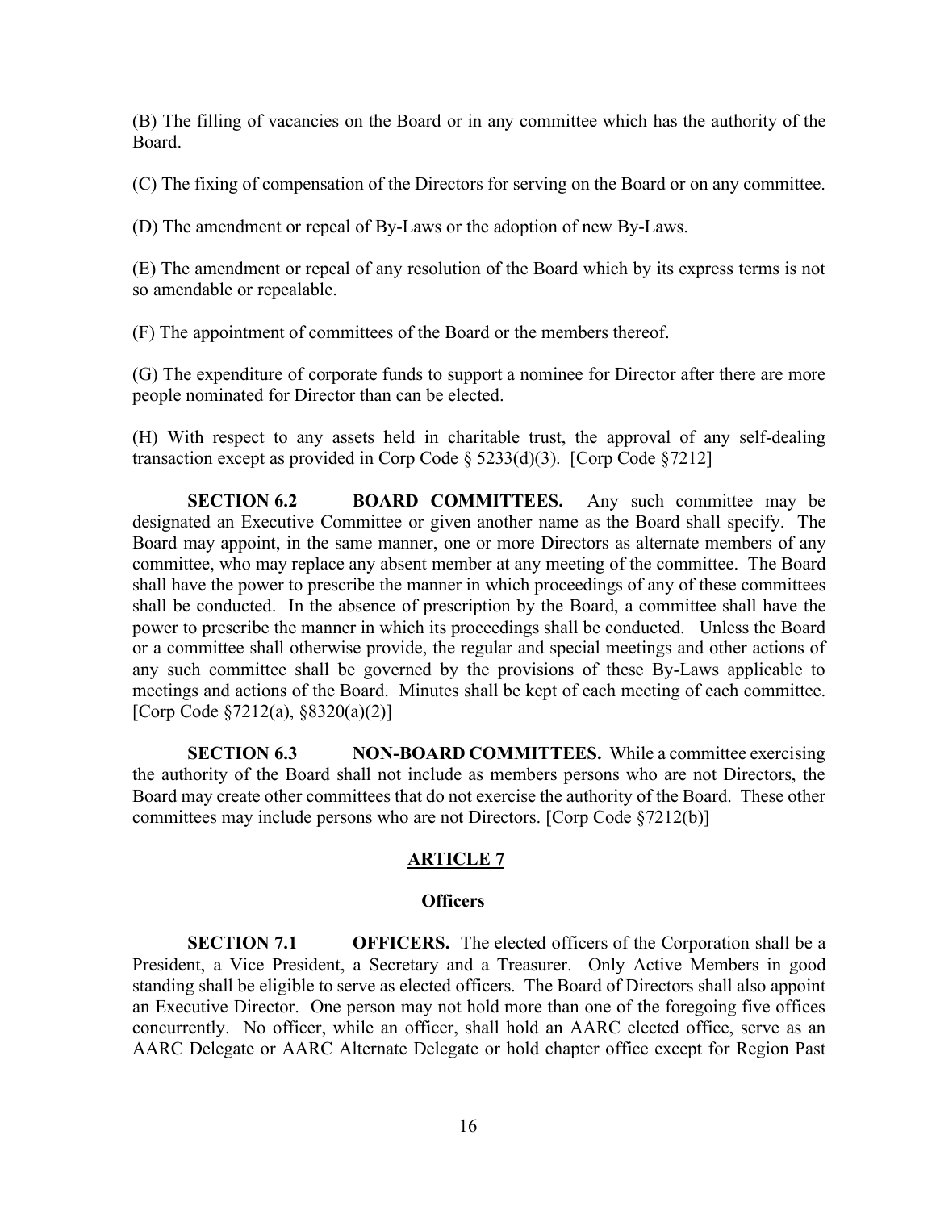(B) The filling of vacancies on the Board or in any committee which has the authority of the Board.

(C) The fixing of compensation of the Directors for serving on the Board or on any committee.

(D) The amendment or repeal of By-Laws or the adoption of new By-Laws.

(E) The amendment or repeal of any resolution of the Board which by its express terms is not so amendable or repealable.

(F) The appointment of committees of the Board or the members thereof.

(G) The expenditure of corporate funds to support a nominee for Director after there are more people nominated for Director than can be elected.

(H) With respect to any assets held in charitable trust, the approval of any self-dealing transaction except as provided in Corp Code § 5233(d)(3). [Corp Code §7212]

**SECTION 6.2 BOARD COMMITTEES.** Any such committee may be designated an Executive Committee or given another name as the Board shall specify. The Board may appoint, in the same manner, one or more Directors as alternate members of any committee, who may replace any absent member at any meeting of the committee. The Board shall have the power to prescribe the manner in which proceedings of any of these committees shall be conducted. In the absence of prescription by the Board, a committee shall have the power to prescribe the manner in which its proceedings shall be conducted. Unless the Board or a committee shall otherwise provide, the regular and special meetings and other actions of any such committee shall be governed by the provisions of these By-Laws applicable to meetings and actions of the Board. Minutes shall be kept of each meeting of each committee. [Corp Code §7212(a), §8320(a)(2)]

**SECTION 6.3 NON-BOARD COMMITTEES.** While a committee exercising the authority of the Board shall not include as members persons who are not Directors, the Board may create other committees that do not exercise the authority of the Board. These other committees may include persons who are not Directors. [Corp Code §7212(b)]

## ARTICLE 7

### Officers

**SECTION 7.1 OFFICERS.** The elected officers of the Corporation shall be a President, a Vice President, a Secretary and a Treasurer. Only Active Members in good standing shall be eligible to serve as elected officers. The Board of Directors shall also appoint an Executive Director. One person may not hold more than one of the foregoing five offices concurrently. No officer, while an officer, shall hold an AARC elected office, serve as an AARC Delegate or AARC Alternate Delegate or hold chapter office except for Region Past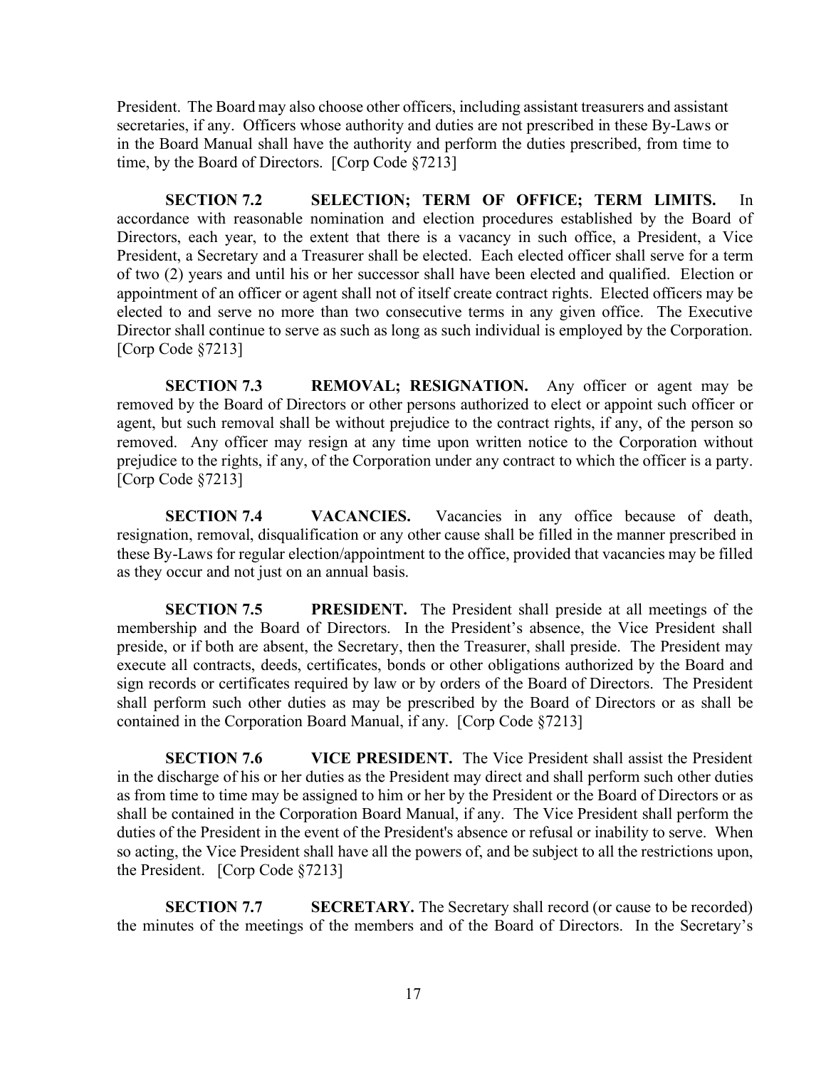President. The Board may also choose other officers, including assistant treasurers and assistant secretaries, if any. Officers whose authority and duties are not prescribed in these By-Laws or in the Board Manual shall have the authority and perform the duties prescribed, from time to time, by the Board of Directors. [Corp Code §7213]

**SECTION 7.2 SELECTION; TERM OF OFFICE; TERM LIMITS.** In accordance with reasonable nomination and election procedures established by the Board of Directors, each year, to the extent that there is a vacancy in such office, a President, a Vice President, a Secretary and a Treasurer shall be elected. Each elected officer shall serve for a term of two (2) years and until his or her successor shall have been elected and qualified. Election or appointment of an officer or agent shall not of itself create contract rights. Elected officers may be elected to and serve no more than two consecutive terms in any given office. The Executive Director shall continue to serve as such as long as such individual is employed by the Corporation. [Corp Code §7213]

**SECTION 7.3 REMOVAL; RESIGNATION.** Any officer or agent may be removed by the Board of Directors or other persons authorized to elect or appoint such officer or agent, but such removal shall be without prejudice to the contract rights, if any, of the person so removed. Any officer may resign at any time upon written notice to the Corporation without prejudice to the rights, if any, of the Corporation under any contract to which the officer is a party. [Corp Code §7213]

**SECTION 7.4 VACANCIES.** Vacancies in any office because of death, resignation, removal, disqualification or any other cause shall be filled in the manner prescribed in these By-Laws for regular election/appointment to the office, provided that vacancies may be filled as they occur and not just on an annual basis.

**SECTION 7.5 PRESIDENT.** The President shall preside at all meetings of the membership and the Board of Directors. In the President's absence, the Vice President shall preside, or if both are absent, the Secretary, then the Treasurer, shall preside. The President may execute all contracts, deeds, certificates, bonds or other obligations authorized by the Board and sign records or certificates required by law or by orders of the Board of Directors. The President shall perform such other duties as may be prescribed by the Board of Directors or as shall be contained in the Corporation Board Manual, if any. [Corp Code §7213]

**SECTION 7.6 VICE PRESIDENT.** The Vice President shall assist the President in the discharge of his or her duties as the President may direct and shall perform such other duties as from time to time may be assigned to him or her by the President or the Board of Directors or as shall be contained in the Corporation Board Manual, if any. The Vice President shall perform the duties of the President in the event of the President's absence or refusal or inability to serve. When so acting, the Vice President shall have all the powers of, and be subject to all the restrictions upon, the President. [Corp Code §7213]

**SECTION 7.7 SECRETARY.** The Secretary shall record (or cause to be recorded) the minutes of the meetings of the members and of the Board of Directors. In the Secretary's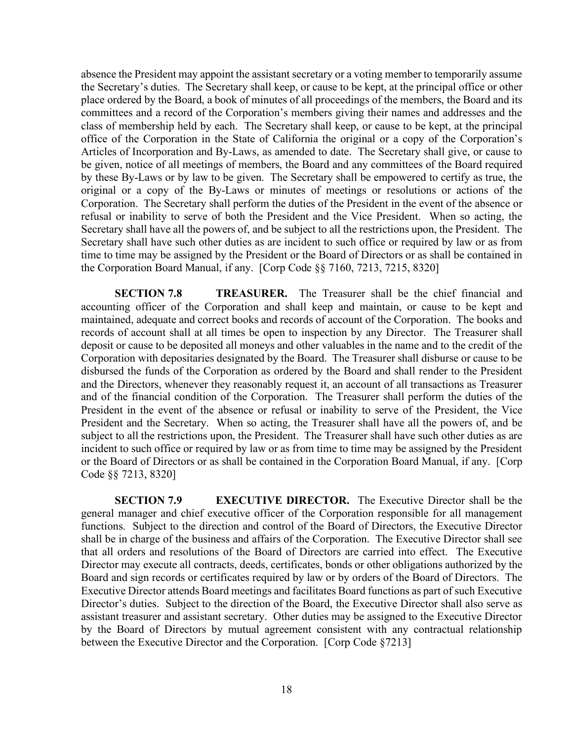absence the President may appoint the assistant secretary or a voting member to temporarily assume the Secretary's duties. The Secretary shall keep, or cause to be kept, at the principal office or other place ordered by the Board, a book of minutes of all proceedings of the members, the Board and its committees and a record of the Corporation's members giving their names and addresses and the class of membership held by each. The Secretary shall keep, or cause to be kept, at the principal office of the Corporation in the State of California the original or a copy of the Corporation's Articles of Incorporation and By-Laws, as amended to date. The Secretary shall give, or cause to be given, notice of all meetings of members, the Board and any committees of the Board required by these By-Laws or by law to be given. The Secretary shall be empowered to certify as true, the original or a copy of the By-Laws or minutes of meetings or resolutions or actions of the Corporation. The Secretary shall perform the duties of the President in the event of the absence or refusal or inability to serve of both the President and the Vice President. When so acting, the Secretary shall have all the powers of, and be subject to all the restrictions upon, the President. The Secretary shall have such other duties as are incident to such office or required by law or as from time to time may be assigned by the President or the Board of Directors or as shall be contained in the Corporation Board Manual, if any. [Corp Code §§ 7160, 7213, 7215, 8320]

**SECTION 7.8 TREASURER.** The Treasurer shall be the chief financial and accounting officer of the Corporation and shall keep and maintain, or cause to be kept and maintained, adequate and correct books and records of account of the Corporation. The books and records of account shall at all times be open to inspection by any Director. The Treasurer shall deposit or cause to be deposited all moneys and other valuables in the name and to the credit of the Corporation with depositaries designated by the Board. The Treasurer shall disburse or cause to be disbursed the funds of the Corporation as ordered by the Board and shall render to the President and the Directors, whenever they reasonably request it, an account of all transactions as Treasurer and of the financial condition of the Corporation. The Treasurer shall perform the duties of the President in the event of the absence or refusal or inability to serve of the President, the Vice President and the Secretary. When so acting, the Treasurer shall have all the powers of, and be subject to all the restrictions upon, the President. The Treasurer shall have such other duties as are incident to such office or required by law or as from time to time may be assigned by the President or the Board of Directors or as shall be contained in the Corporation Board Manual, if any. [Corp Code §§ 7213, 8320]

**SECTION 7.9 EXECUTIVE DIRECTOR.** The Executive Director shall be the general manager and chief executive officer of the Corporation responsible for all management functions. Subject to the direction and control of the Board of Directors, the Executive Director shall be in charge of the business and affairs of the Corporation. The Executive Director shall see that all orders and resolutions of the Board of Directors are carried into effect. The Executive Director may execute all contracts, deeds, certificates, bonds or other obligations authorized by the Board and sign records or certificates required by law or by orders of the Board of Directors. The Executive Director attends Board meetings and facilitates Board functions as part of such Executive Director's duties. Subject to the direction of the Board, the Executive Director shall also serve as assistant treasurer and assistant secretary. Other duties may be assigned to the Executive Director by the Board of Directors by mutual agreement consistent with any contractual relationship between the Executive Director and the Corporation. [Corp Code §7213]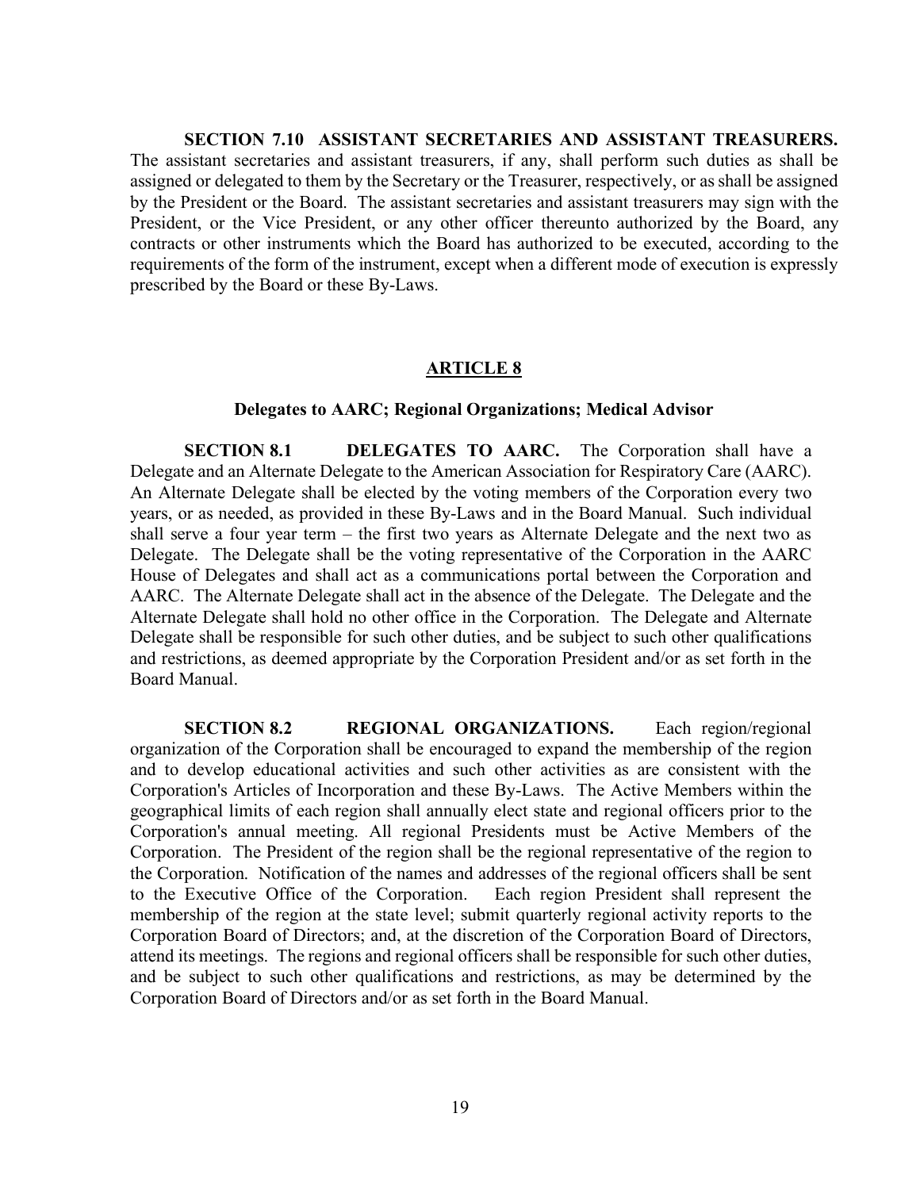**SECTION 7.10 ASSISTANT SECRETARIES AND ASSISTANT TREASURERS.** The assistant secretaries and assistant treasurers, if any, shall perform such duties as shall be assigned or delegated to them by the Secretary or the Treasurer, respectively, or as shall be assigned by the President or the Board. The assistant secretaries and assistant treasurers may sign with the President, or the Vice President, or any other officer thereunto authorized by the Board, any contracts or other instruments which the Board has authorized to be executed, according to the requirements of the form of the instrument, except when a different mode of execution is expressly prescribed by the Board or these By-Laws.

## ARTICLE 8

### Delegates to AARC; Regional Organizations; Medical Advisor

**SECTION 8.1 DELEGATES TO AARC.** The Corporation shall have a Delegate and an Alternate Delegate to the American Association for Respiratory Care (AARC). An Alternate Delegate shall be elected by the voting members of the Corporation every two years, or as needed, as provided in these By-Laws and in the Board Manual. Such individual shall serve a four year term – the first two years as Alternate Delegate and the next two as Delegate. The Delegate shall be the voting representative of the Corporation in the AARC House of Delegates and shall act as a communications portal between the Corporation and AARC. The Alternate Delegate shall act in the absence of the Delegate. The Delegate and the Alternate Delegate shall hold no other office in the Corporation. The Delegate and Alternate Delegate shall be responsible for such other duties, and be subject to such other qualifications and restrictions, as deemed appropriate by the Corporation President and/or as set forth in the Board Manual.

**SECTION 8.2 REGIONAL ORGANIZATIONS.** Each region/regional organization of the Corporation shall be encouraged to expand the membership of the region and to develop educational activities and such other activities as are consistent with the Corporation's Articles of Incorporation and these By-Laws. The Active Members within the geographical limits of each region shall annually elect state and regional officers prior to the Corporation's annual meeting. All regional Presidents must be Active Members of the Corporation. The President of the region shall be the regional representative of the region to the Corporation. Notification of the names and addresses of the regional officers shall be sent to the Executive Office of the Corporation. Each region President shall represent the membership of the region at the state level; submit quarterly regional activity reports to the Corporation Board of Directors; and, at the discretion of the Corporation Board of Directors, attend its meetings. The regions and regional officers shall be responsible for such other duties, and be subject to such other qualifications and restrictions, as may be determined by the Corporation Board of Directors and/or as set forth in the Board Manual.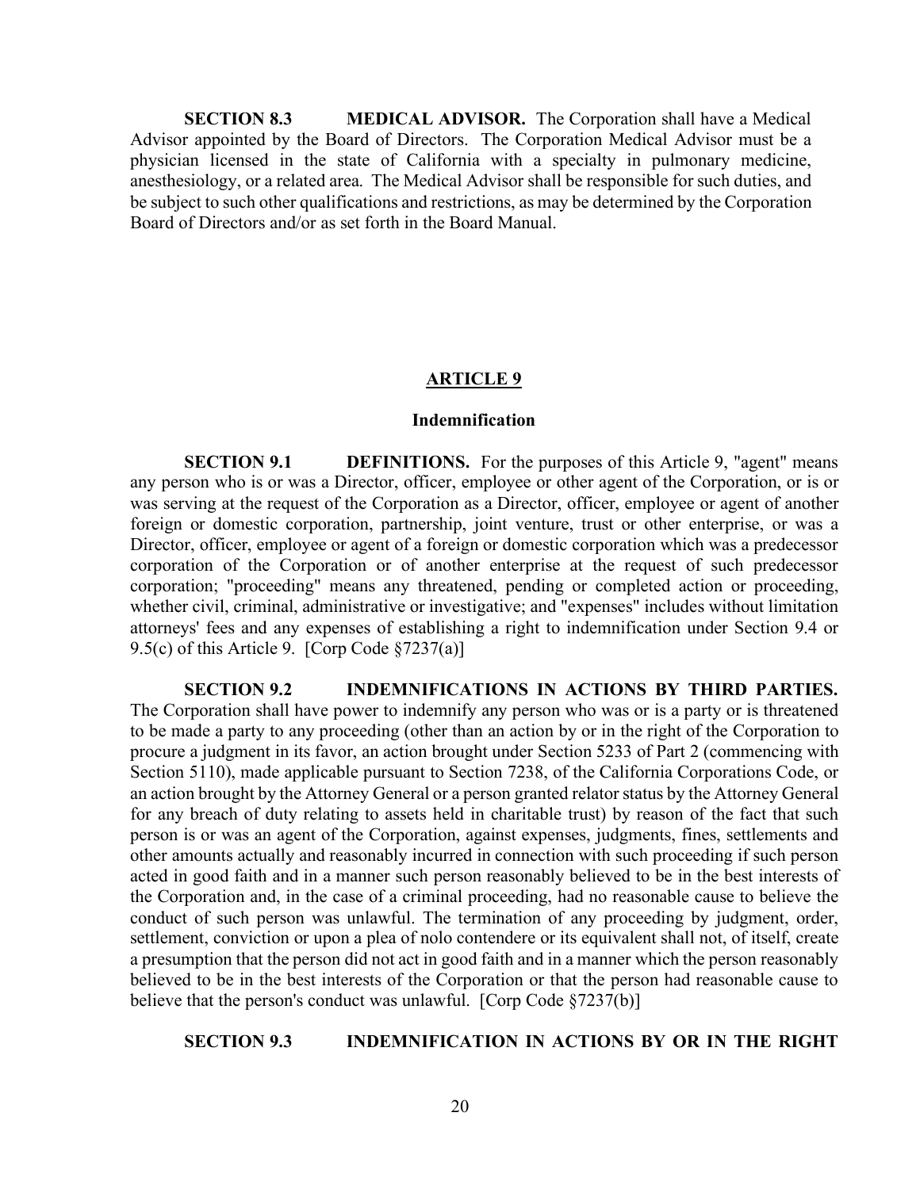**SECTION 8.3 MEDICAL ADVISOR.** The Corporation shall have a Medical Advisor appointed by the Board of Directors. The Corporation Medical Advisor must be a physician licensed in the state of California with a specialty in pulmonary medicine, anesthesiology, or a related area. The Medical Advisor shall be responsible for such duties, and be subject to such other qualifications and restrictions, as may be determined by the Corporation Board of Directors and/or as set forth in the Board Manual.

## ARTICLE 9

### Indemnification

**SECTION 9.1 DEFINITIONS.** For the purposes of this Article 9, "agent" means any person who is or was a Director, officer, employee or other agent of the Corporation, or is or was serving at the request of the Corporation as a Director, officer, employee or agent of another foreign or domestic corporation, partnership, joint venture, trust or other enterprise, or was a Director, officer, employee or agent of a foreign or domestic corporation which was a predecessor corporation of the Corporation or of another enterprise at the request of such predecessor corporation; "proceeding" means any threatened, pending or completed action or proceeding, whether civil, criminal, administrative or investigative; and "expenses" includes without limitation attorneys' fees and any expenses of establishing a right to indemnification under Section 9.4 or 9.5(c) of this Article 9. [Corp Code §7237(a)]

**SECTION 9.2 INDEMNIFICATIONS IN ACTIONS BY THIRD PARTIES.** The Corporation shall have power to indemnify any person who was or is a party or is threatened to be made a party to any proceeding (other than an action by or in the right of the Corporation to procure a judgment in its favor, an action brought under Section 5233 of Part 2 (commencing with Section 5110), made applicable pursuant to Section 7238, of the California Corporations Code, or an action brought by the Attorney General or a person granted relator status by the Attorney General for any breach of duty relating to assets held in charitable trust) by reason of the fact that such person is or was an agent of the Corporation, against expenses, judgments, fines, settlements and other amounts actually and reasonably incurred in connection with such proceeding if such person acted in good faith and in a manner such person reasonably believed to be in the best interests of the Corporation and, in the case of a criminal proceeding, had no reasonable cause to believe the conduct of such person was unlawful. The termination of any proceeding by judgment, order, settlement, conviction or upon a plea of nolo contendere or its equivalent shall not, of itself, create a presumption that the person did not act in good faith and in a manner which the person reasonably believed to be in the best interests of the Corporation or that the person had reasonable cause to believe that the person's conduct was unlawful. [Corp Code §7237(b)]

**SECTION 9.3 INDEMNIFICATION IN ACTIONS BY OR IN THE RIGHT**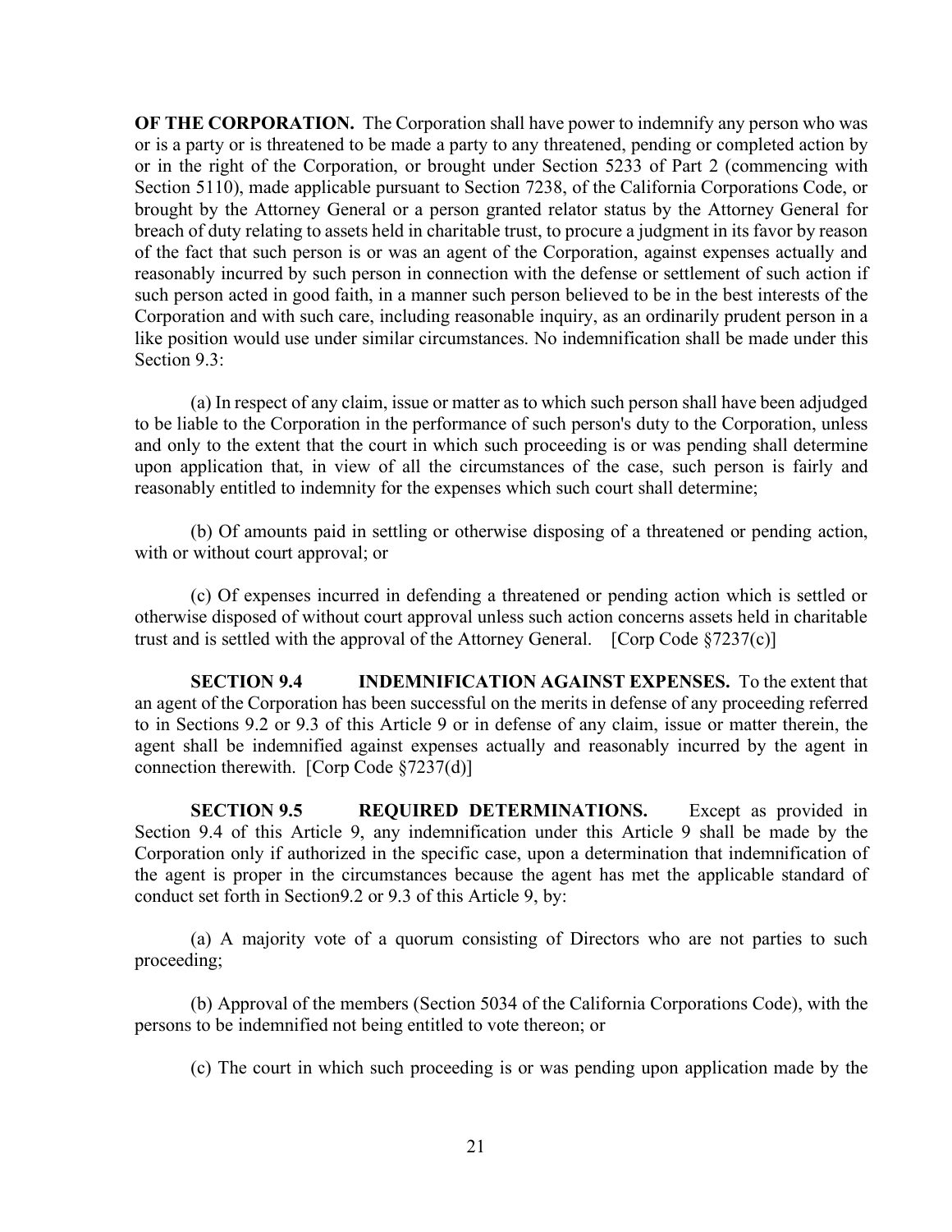**OF THE CORPORATION.** The Corporation shall have power to indemnify any person who was or is a party or is threatened to be made a party to any threatened, pending or completed action by or in the right of the Corporation, or brought under Section 5233 of Part 2 (commencing with Section 5110), made applicable pursuant to Section 7238, of the California Corporations Code, or brought by the Attorney General or a person granted relator status by the Attorney General for breach of duty relating to assets held in charitable trust, to procure a judgment in its favor by reason of the fact that such person is or was an agent of the Corporation, against expenses actually and reasonably incurred by such person in connection with the defense or settlement of such action if such person acted in good faith, in a manner such person believed to be in the best interests of the Corporation and with such care, including reasonable inquiry, as an ordinarily prudent person in a like position would use under similar circumstances. No indemnification shall be made under this Section 9.3:

(a) In respect of any claim, issue or matter as to which such person shall have been adjudged to be liable to the Corporation in the performance of such person's duty to the Corporation, unless and only to the extent that the court in which such proceeding is or was pending shall determine upon application that, in view of all the circumstances of the case, such person is fairly and reasonably entitled to indemnity for the expenses which such court shall determine;

(b) Of amounts paid in settling or otherwise disposing of a threatened or pending action, with or without court approval; or

(c) Of expenses incurred in defending a threatened or pending action which is settled or otherwise disposed of without court approval unless such action concerns assets held in charitable trust and is settled with the approval of the Attorney General. [Corp Code §7237(c)]

**SECTION 9.4 INDEMNIFICATION AGAINST EXPENSES.** To the extent that an agent of the Corporation has been successful on the merits in defense of any proceeding referred to in Sections 9.2 or 9.3 of this Article 9 or in defense of any claim, issue or matter therein, the agent shall be indemnified against expenses actually and reasonably incurred by the agent in connection therewith. [Corp Code §7237(d)]

**SECTION 9.5 REQUIRED DETERMINATIONS.** Except as provided in Section 9.4 of this Article 9, any indemnification under this Article 9 shall be made by the Corporation only if authorized in the specific case, upon a determination that indemnification of the agent is proper in the circumstances because the agent has met the applicable standard of conduct set forth in Section9.2 or 9.3 of this Article 9, by:

(a) A majority vote of a quorum consisting of Directors who are not parties to such proceeding;

(b) Approval of the members (Section 5034 of the California Corporations Code), with the persons to be indemnified not being entitled to vote thereon; or

(c) The court in which such proceeding is or was pending upon application made by the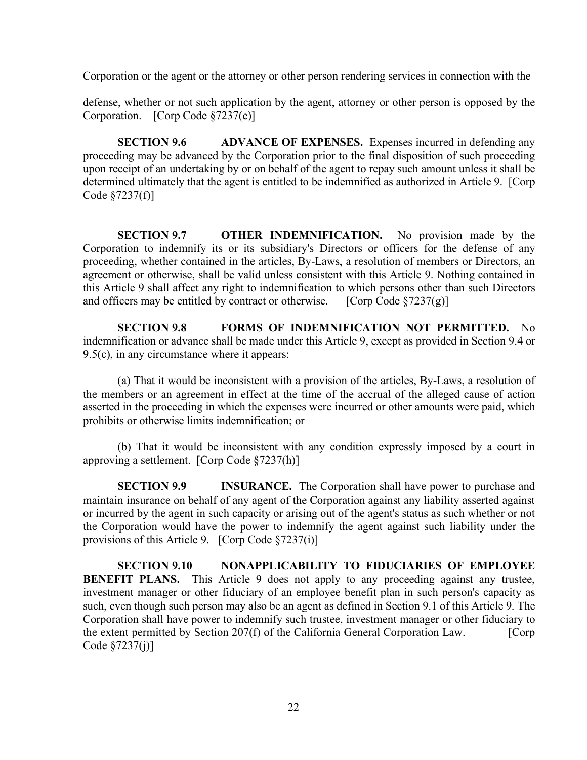Corporation or the agent or the attorney or other person rendering services in connection with the

defense, whether or not such application by the agent, attorney or other person is opposed by the Corporation. [Corp Code §7237(e)]

**SECTION 9.6 ADVANCE OF EXPENSES.** Expenses incurred in defending any proceeding may be advanced by the Corporation prior to the final disposition of such proceeding upon receipt of an undertaking by or on behalf of the agent to repay such amount unless it shall be determined ultimately that the agent is entitled to be indemnified as authorized in Article 9. [Corp Code §7237(f)]

**SECTION 9.7 OTHER INDEMNIFICATION.** No provision made by the Corporation to indemnify its or its subsidiary's Directors or officers for the defense of any proceeding, whether contained in the articles, By-Laws, a resolution of members or Directors, an agreement or otherwise, shall be valid unless consistent with this Article 9. Nothing contained in this Article 9 shall affect any right to indemnification to which persons other than such Directors and officers may be entitled by contract or otherwise. [Corp Code §7237(g)]

**SECTION 9.8 FORMS OF INDEMNIFICATION NOT PERMITTED.** No indemnification or advance shall be made under this Article 9, except as provided in Section 9.4 or 9.5(c), in any circumstance where it appears:

(a) That it would be inconsistent with a provision of the articles, By-Laws, a resolution of the members or an agreement in effect at the time of the accrual of the alleged cause of action asserted in the proceeding in which the expenses were incurred or other amounts were paid, which prohibits or otherwise limits indemnification; or

(b) That it would be inconsistent with any condition expressly imposed by a court in approving a settlement. [Corp Code §7237(h)]

**SECTION 9.9 INSURANCE.** The Corporation shall have power to purchase and maintain insurance on behalf of any agent of the Corporation against any liability asserted against or incurred by the agent in such capacity or arising out of the agent's status as such whether or not the Corporation would have the power to indemnify the agent against such liability under the provisions of this Article 9. [Corp Code §7237(i)]

**SECTION 9.10 NONAPPLICABILITY TO FIDUCIARIES OF EMPLOYEE BENEFIT PLANS.** This Article 9 does not apply to any proceeding against any trustee, investment manager or other fiduciary of an employee benefit plan in such person's capacity as such, even though such person may also be an agent as defined in Section 9.1 of this Article 9. The Corporation shall have power to indemnify such trustee, investment manager or other fiduciary to the extent permitted by Section 207(f) of the California General Corporation Law. [Corp Code §7237(j)]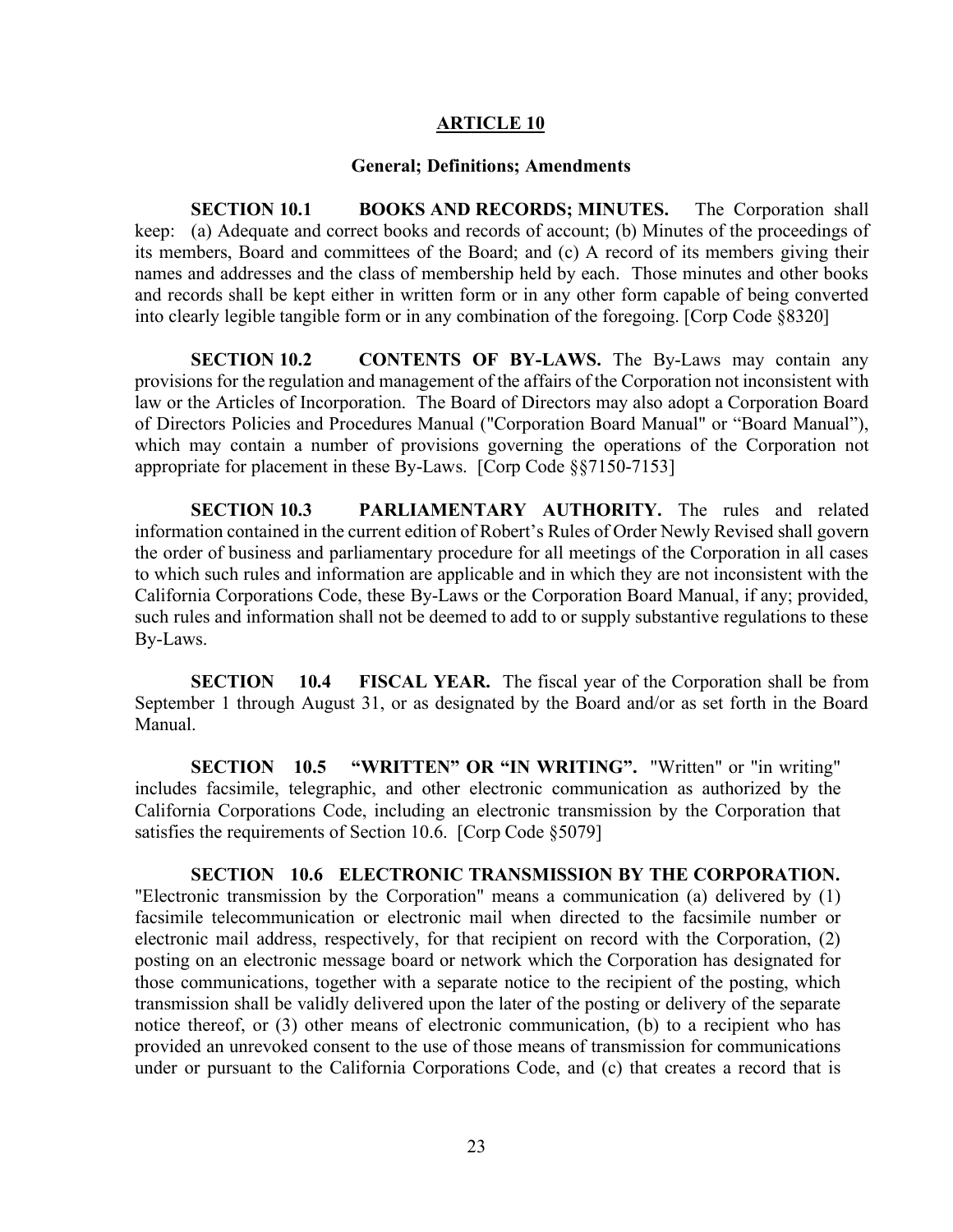## ARTICLE 10

### General; Definitions; Amendments

**SECTION 10.1 BOOKS AND RECORDS; MINUTES.** The Corporation shall keep: (a) Adequate and correct books and records of account; (b) Minutes of the proceedings of its members, Board and committees of the Board; and (c) A record of its members giving their names and addresses and the class of membership held by each. Those minutes and other books and records shall be kept either in written form or in any other form capable of being converted into clearly legible tangible form or in any combination of the foregoing. [Corp Code §8320]

**SECTION 10.2 CONTENTS OF BY-LAWS.** The By-Laws may contain any provisions for the regulation and management of the affairs of the Corporation not inconsistent with law or the Articles of Incorporation. The Board of Directors may also adopt a Corporation Board of Directors Policies and Procedures Manual ("Corporation Board Manual" or "Board Manual"), which may contain a number of provisions governing the operations of the Corporation not appropriate for placement in these By-Laws. [Corp Code §§7150-7153]

**SECTION 10.3 PARLIAMENTARY AUTHORITY.** The rules and related information contained in the current edition of Robert's Rules of Order Newly Revised shall govern the order of business and parliamentary procedure for all meetings of the Corporation in all cases to which such rules and information are applicable and in which they are not inconsistent with the California Corporations Code, these By-Laws or the Corporation Board Manual, if any; provided, such rules and information shall not be deemed to add to or supply substantive regulations to these By-Laws.

**SECTION 10.4 FISCAL YEAR.** The fiscal year of the Corporation shall be from September 1 through August 31, or as designated by the Board and/or as set forth in the Board Manual.

**SECTION 10.5 "WRITTEN" OR "IN WRITING".** "Written" or "in writing" includes facsimile, telegraphic, and other electronic communication as authorized by the California Corporations Code, including an electronic transmission by the Corporation that satisfies the requirements of Section 10.6. [Corp Code §5079]

**SECTION 10.6 ELECTRONIC TRANSMISSION BY THE CORPORATION.** "Electronic transmission by the Corporation" means a communication (a) delivered by (1) facsimile telecommunication or electronic mail when directed to the facsimile number or electronic mail address, respectively, for that recipient on record with the Corporation, (2) posting on an electronic message board or network which the Corporation has designated for those communications, together with a separate notice to the recipient of the posting, which transmission shall be validly delivered upon the later of the posting or delivery of the separate notice thereof, or (3) other means of electronic communication, (b) to a recipient who has provided an unrevoked consent to the use of those means of transmission for communications under or pursuant to the California Corporations Code, and (c) that creates a record that is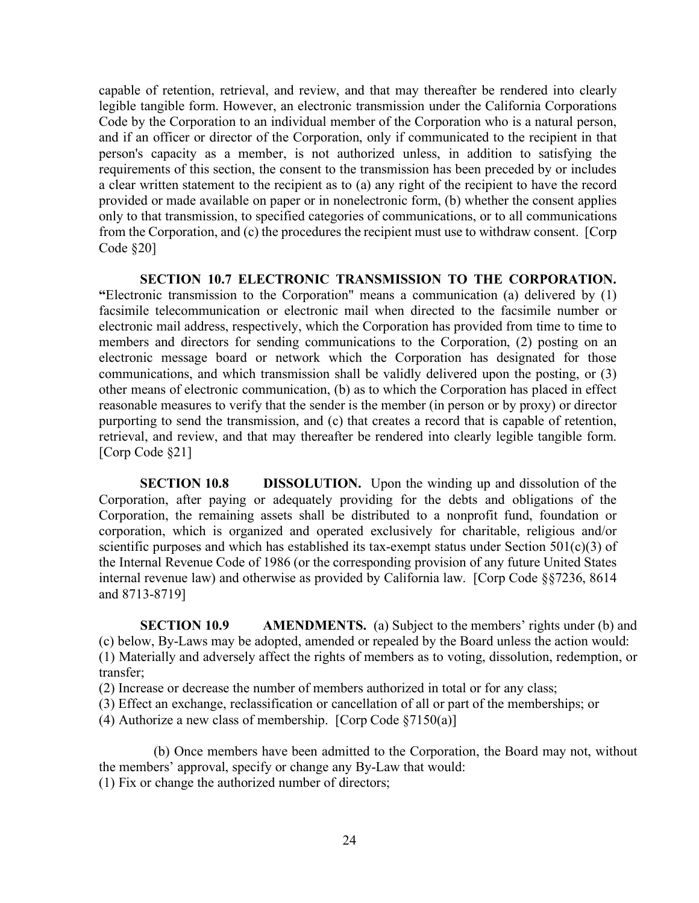capable of retention, retrieval, and review, and that may thereafter be rendered into clearly legible tangible form. However, an electronic transmission under the California Corporations Code by the Corporation to an individual member of the Corporation who is a natural person, and if an officer or director of the Corporation, only if communicated to the recipient in that person's capacity as a member, is not authorized unless, in addition to satisfying the requirements of this section, the consent to the transmission has been preceded by or includes a clear written statement to the recipient as to (a) any right of the recipient to have the record provided or made available on paper or in nonelectronic form, (b) whether the consent applies only to that transmission, to specified categories of communications, or to all communications from the Corporation, and (c) the procedures the recipient must use to withdraw consent. [Corp Code §20]

**SECTION 10.7 ELECTRONIC TRANSMISSION TO THE CORPORATION.** **"**Electronic transmission to the Corporation" means a communication (a) delivered by (1) facsimile telecommunication or electronic mail when directed to the facsimile number or electronic mail address, respectively, which the Corporation has provided from time to time to members and directors for sending communications to the Corporation, (2) posting on an electronic message board or network which the Corporation has designated for those communications, and which transmission shall be validly delivered upon the posting, or (3) other means of electronic communication, (b) as to which the Corporation has placed in effect reasonable measures to verify that the sender is the member (in person or by proxy) or director purporting to send the transmission, and (c) that creates a record that is capable of retention, retrieval, and review, and that may thereafter be rendered into clearly legible tangible form. [Corp Code §21]

**SECTION 10.8 DISSOLUTION.** Upon the winding up and dissolution of the Corporation, after paying or adequately providing for the debts and obligations of the Corporation, the remaining assets shall be distributed to a nonprofit fund, foundation or corporation, which is organized and operated exclusively for charitable, religious and/or scientific purposes and which has established its tax-exempt status under Section 501(c)(3) of the Internal Revenue Code of 1986 (or the corresponding provision of any future United States internal revenue law) and otherwise as provided by California law. [Corp Code §§7236, 8614 and 8713-8719]

**SECTION 10.9 AMENDMENTS.** (a) Subject to the members' rights under (b) and (c) below, By-Laws may be adopted, amended or repealed by the Board unless the action would:
(1) Materially and adversely affect the rights of members as to voting, dissolution, redemption, or transfer;
(2) Increase or decrease the number of members authorized in total or for any class;
(3) Effect an exchange, reclassification or cancellation of all or part of the memberships; or
(4) Authorize a new class of membership. [Corp Code §7150(a)]

(b) Once members have been admitted to the Corporation, the Board may not, without the members' approval, specify or change any By-Law that would:
(1) Fix or change the authorized number of directors;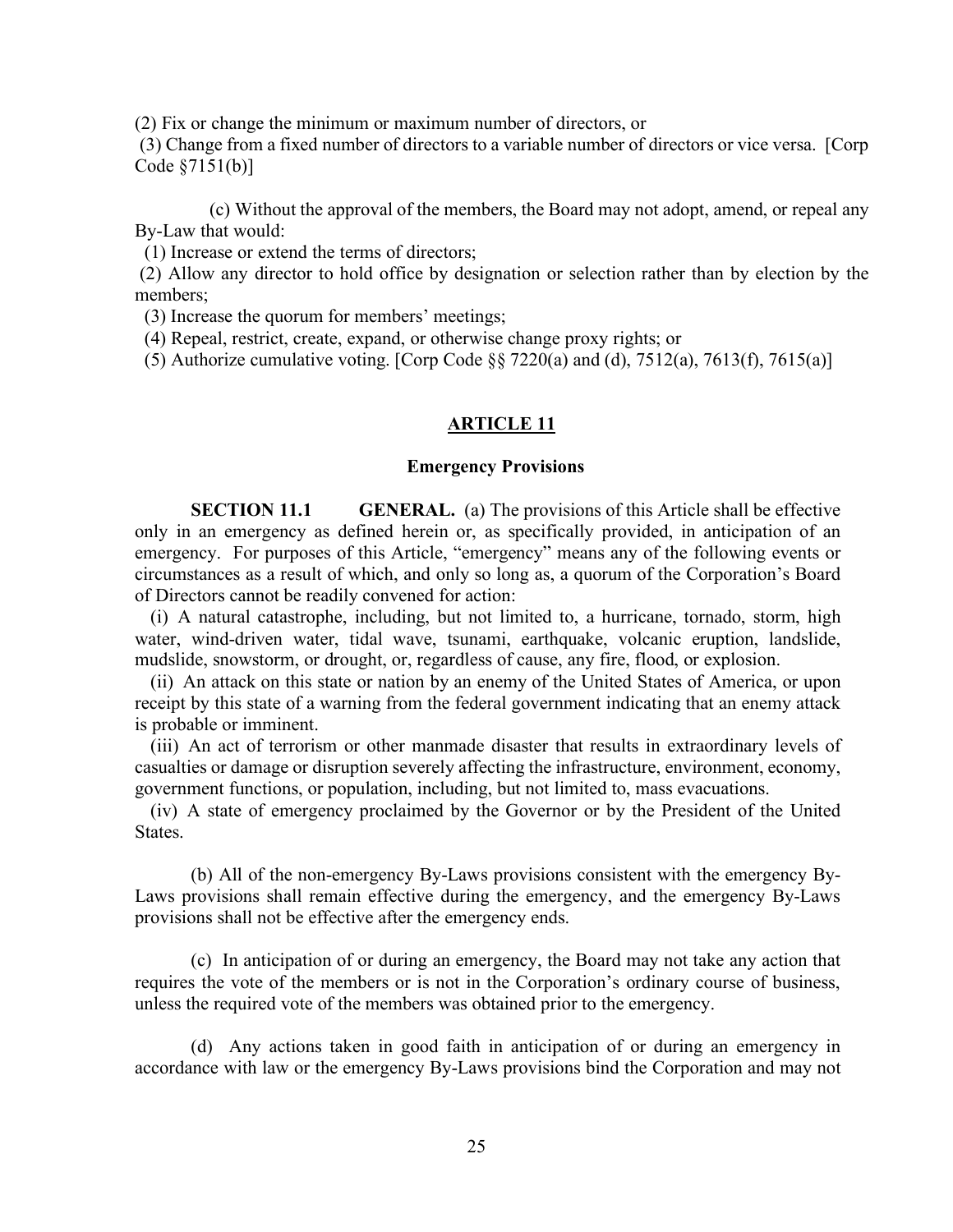(2) Fix or change the minimum or maximum number of directors, or

(3) Change from a fixed number of directors to a variable number of directors or vice versa. [Corp Code §7151(b)]

(c) Without the approval of the members, the Board may not adopt, amend, or repeal any By-Law that would:

(1) Increase or extend the terms of directors;

(2) Allow any director to hold office by designation or selection rather than by election by the members;

(3) Increase the quorum for members' meetings;

(4) Repeal, restrict, create, expand, or otherwise change proxy rights; or

(5) Authorize cumulative voting. [Corp Code §§ 7220(a) and (d), 7512(a), 7613(f), 7615(a)]

## ARTICLE 11

### Emergency Provisions

**SECTION 11.1 GENERAL.** (a) The provisions of this Article shall be effective only in an emergency as defined herein or, as specifically provided, in anticipation of an emergency. For purposes of this Article, "emergency" means any of the following events or circumstances as a result of which, and only so long as, a quorum of the Corporation's Board of Directors cannot be readily convened for action:

(i) A natural catastrophe, including, but not limited to, a hurricane, tornado, storm, high water, wind-driven water, tidal wave, tsunami, earthquake, volcanic eruption, landslide, mudslide, snowstorm, or drought, or, regardless of cause, any fire, flood, or explosion.

(ii) An attack on this state or nation by an enemy of the United States of America, or upon receipt by this state of a warning from the federal government indicating that an enemy attack is probable or imminent.

(iii) An act of terrorism or other manmade disaster that results in extraordinary levels of casualties or damage or disruption severely affecting the infrastructure, environment, economy, government functions, or population, including, but not limited to, mass evacuations.

(iv) A state of emergency proclaimed by the Governor or by the President of the United States.

(b) All of the non-emergency By-Laws provisions consistent with the emergency By-Laws provisions shall remain effective during the emergency, and the emergency By-Laws provisions shall not be effective after the emergency ends.

(c) In anticipation of or during an emergency, the Board may not take any action that requires the vote of the members or is not in the Corporation's ordinary course of business, unless the required vote of the members was obtained prior to the emergency.

(d) Any actions taken in good faith in anticipation of or during an emergency in accordance with law or the emergency By-Laws provisions bind the Corporation and may not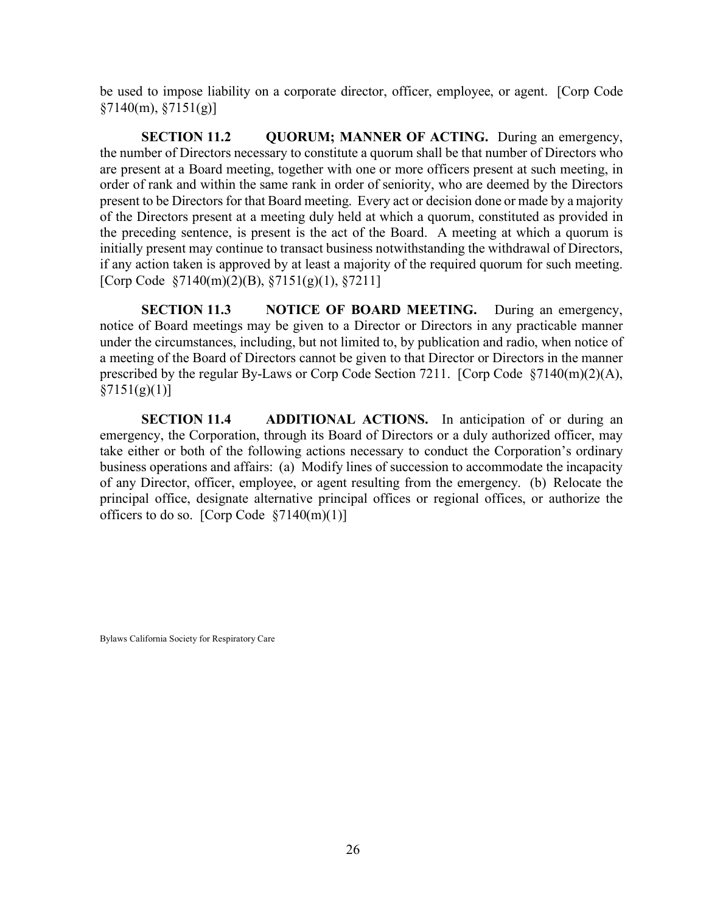be used to impose liability on a corporate director, officer, employee, or agent. [Corp Code §7140(m), §7151(g)]

**SECTION 11.2 QUORUM; MANNER OF ACTING.** During an emergency, the number of Directors necessary to constitute a quorum shall be that number of Directors who are present at a Board meeting, together with one or more officers present at such meeting, in order of rank and within the same rank in order of seniority, who are deemed by the Directors present to be Directors for that Board meeting. Every act or decision done or made by a majority of the Directors present at a meeting duly held at which a quorum, constituted as provided in the preceding sentence, is present is the act of the Board. A meeting at which a quorum is initially present may continue to transact business notwithstanding the withdrawal of Directors, if any action taken is approved by at least a majority of the required quorum for such meeting. [Corp Code §7140(m)(2)(B), §7151(g)(1), §7211]

**SECTION 11.3 NOTICE OF BOARD MEETING.** During an emergency, notice of Board meetings may be given to a Director or Directors in any practicable manner under the circumstances, including, but not limited to, by publication and radio, when notice of a meeting of the Board of Directors cannot be given to that Director or Directors in the manner prescribed by the regular By-Laws or Corp Code Section 7211. [Corp Code §7140(m)(2)(A), §7151(g)(1)]

**SECTION 11.4 ADDITIONAL ACTIONS.** In anticipation of or during an emergency, the Corporation, through its Board of Directors or a duly authorized officer, may take either or both of the following actions necessary to conduct the Corporation's ordinary business operations and affairs: (a) Modify lines of succession to accommodate the incapacity of any Director, officer, employee, or agent resulting from the emergency. (b) Relocate the principal office, designate alternative principal offices or regional offices, or authorize the officers to do so. [Corp Code §7140(m)(1)]